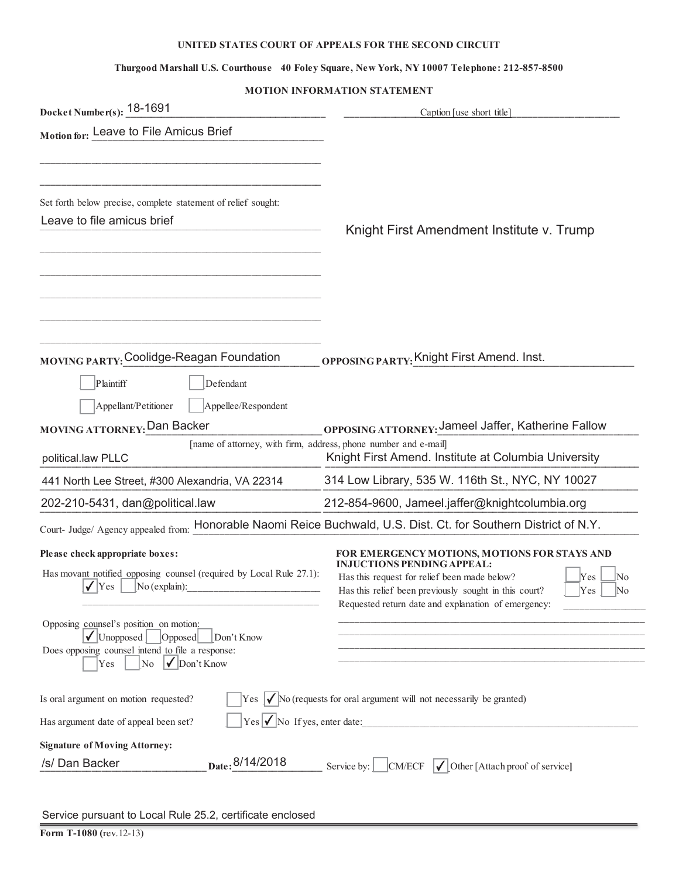**UNITED STATES COURT OF APPEALS FOR THE SECOND CIRCUIT**

**Thurgood Marshall U.S. Courthouse 40 Foley Square, New York, NY 10007 Telephone: 212-857-8500**

**MOTION INFORMATION STATEMENT**

**Docket Number(s):** 18-1691

Caption [use short title]: Knight First Amendment Institute v. Trump

**Motion for:** Leave to File Amicus Brief

Set forth below precise, complete statement of relief sought:

Leave to file amicus brief

**MOVING PARTY:** Coolidge-Reagan Foundation

**OPPOSING PARTY:** Knight First Amend. Inst.

☐ Plaintiff ☐ Defendant

☐ Appellant/Petitioner ☐ Appellee/Respondent

**MOVING ATTORNEY:** Dan Backer

**OPPOSING ATTORNEY:** Jameel Jaffer, Katherine Fallow

[name of attorney, with firm, address, phone number and e-mail]

| Moving Attorney | Opposing Attorney |
|---|---|
| political.law PLLC | Knight First Amend. Institute at Columbia University |
| 441 North Lee Street, #300 Alexandria, VA 22314 | 314 Low Library, 535 W. 116th St., NYC, NY 10027 |
| 202-210-5431, dan@political.law | 212-854-9600, Jameel.jaffer@knightcolumbia.org |

Court- Judge/ Agency appealed from: Honorable Naomi Reice Buchwald, U.S. Dist. Ct. for Southern District of N.Y.

**Please check appropriate boxes:**

Has movant notified opposing counsel (required by Local Rule 27.1):
☑ Yes ☐ No (explain): ____________

Opposing counsel's position on motion:
☑ Unopposed ☐ Opposed ☐ Don't Know

Does opposing counsel intend to file a response:
☐ Yes ☐ No ☑ Don't Know

**FOR EMERGENCY MOTIONS, MOTIONS FOR STAYS AND INJUCTIONS PENDING APPEAL:**

Has this request for relief been made below? ☐ Yes ☐ No

Has this relief been previously sought in this court? ☐ Yes ☐ No

Requested return date and explanation of emergency: ____________

Is oral argument on motion requested? ☐ Yes ☑ No (requests for oral argument will not necessarily be granted)

Has argument date of appeal been set? ☐ Yes ☑ No If yes, enter date: ____________

**Signature of Moving Attorney:**

/s/ Dan Backer **Date:** 8/14/2018 Service by: ☐ CM/ECF ☑ Other [Attach proof of service]

Service pursuant to Local Rule 25.2, certificate enclosed

**Form T-1080 (**rev.12-13)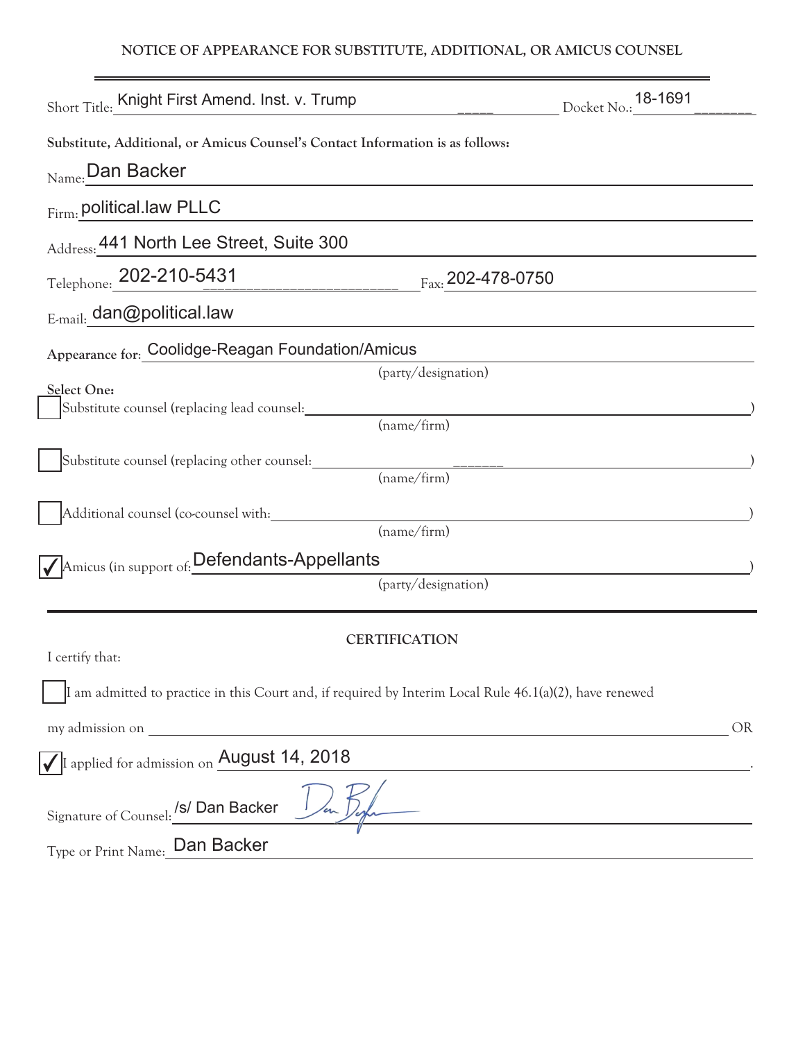# NOTICE OF APPEARANCE FOR SUBSTITUTE, ADDITIONAL, OR AMICUS COUNSEL

Short Title: Knight First Amend. Inst. v. Trump Docket No.: 18-1691

**Substitute, Additional, or Amicus Counsel's Contact Information is as follows:**

Name: Dan Backer

Firm: political.law PLLC

Address: 441 North Lee Street, Suite 300

Telephone: 202-210-5431 Fax: 202-478-0750

E-mail: dan@political.law

**Appearance for:** Coolidge-Reagan Foundation/Amicus
(party/designation)

**Select One:**

☐ Substitute counsel (replacing lead counsel: ____________________)
(name/firm)

☐ Substitute counsel (replacing other counsel: ____________________)
(name/firm)

☐ Additional counsel (co-counsel with: ____________________)
(name/firm)

☑ Amicus (in support of: Defendants-Appellants)
(party/designation)

## CERTIFICATION

I certify that:

☐ I am admitted to practice in this Court and, if required by Interim Local Rule 46.1(a)(2), have renewed my admission on ____________________ OR

☑ I applied for admission on August 14, 2018.

Signature of Counsel: /s/ Dan Backer

Type or Print Name: Dan Backer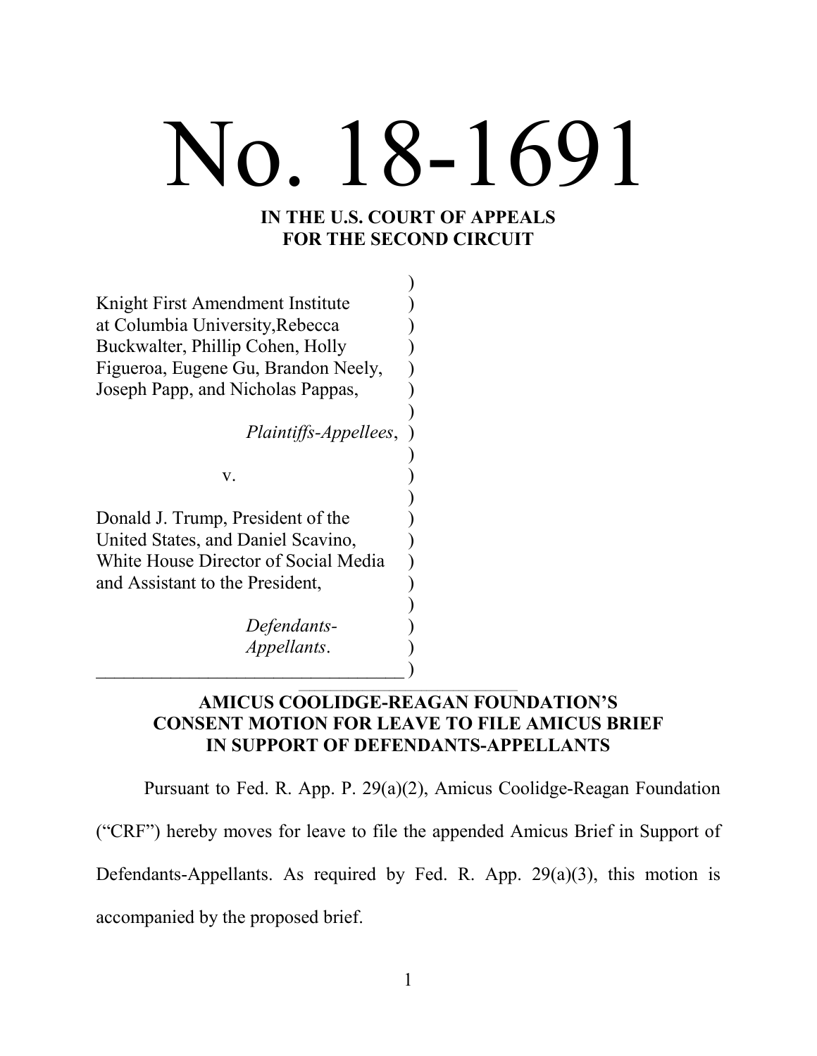# No. 18-1691

**IN THE U.S. COURT OF APPEALS FOR THE SECOND CIRCUIT**

Knight First Amendment Institute at Columbia University,Rebecca Buckwalter, Phillip Cohen, Holly Figueroa, Eugene Gu, Brandon Neely, Joseph Papp, and Nicholas Pappas,

*Plaintiffs-Appellees*,

v.

Donald J. Trump, President of the United States, and Daniel Scavino, White House Director of Social Media and Assistant to the President,

*Defendants-Appellants*.

## AMICUS COOLIDGE-REAGAN FOUNDATION'S CONSENT MOTION FOR LEAVE TO FILE AMICUS BRIEF IN SUPPORT OF DEFENDANTS-APPELLANTS

Pursuant to Fed. R. App. P. 29(a)(2), Amicus Coolidge-Reagan Foundation ("CRF") hereby moves for leave to file the appended Amicus Brief in Support of Defendants-Appellants. As required by Fed. R. App. 29(a)(3), this motion is accompanied by the proposed brief.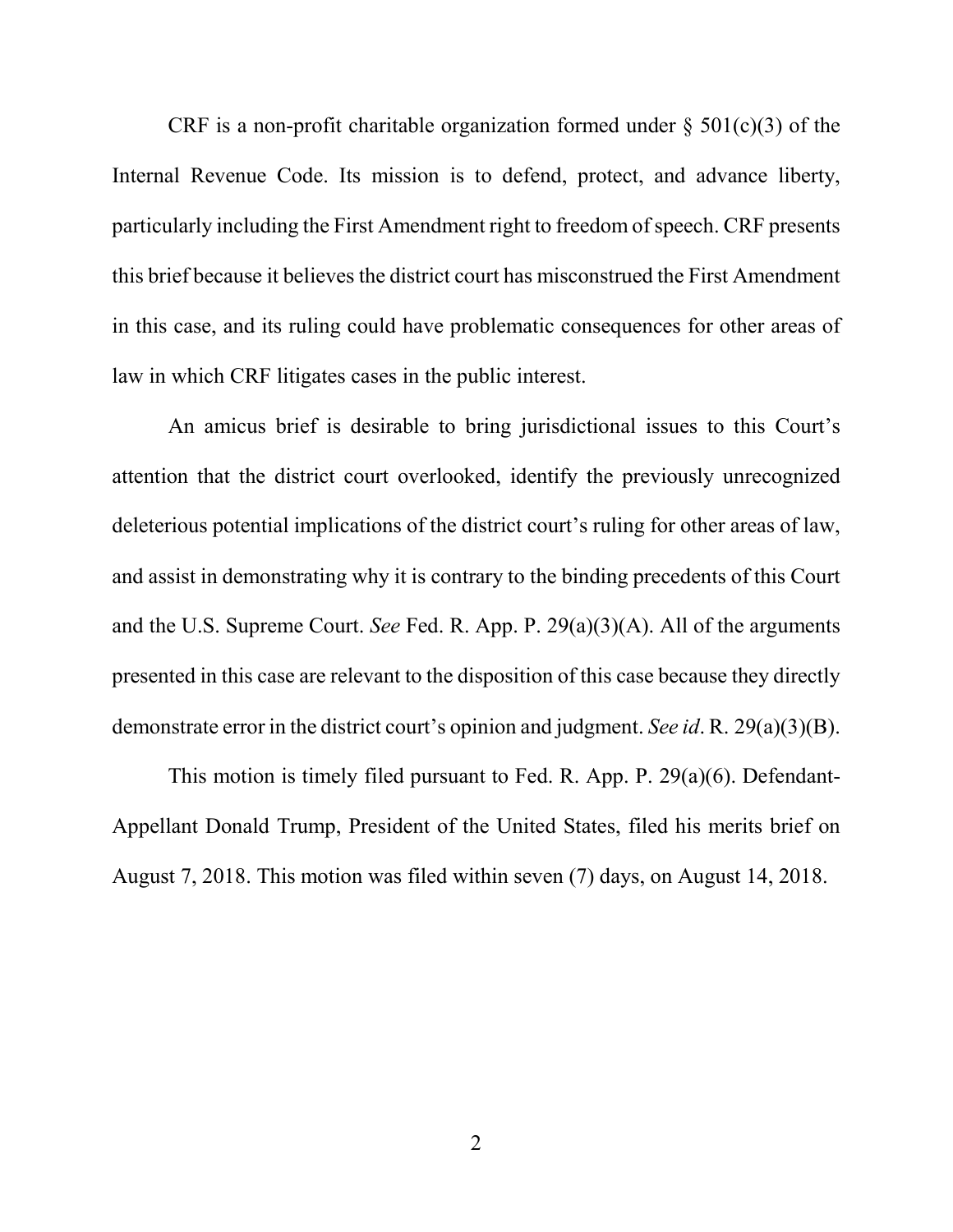CRF is a non-profit charitable organization formed under § 501(c)(3) of the Internal Revenue Code. Its mission is to defend, protect, and advance liberty, particularly including the First Amendment right to freedom of speech. CRF presents this brief because it believes the district court has misconstrued the First Amendment in this case, and its ruling could have problematic consequences for other areas of law in which CRF litigates cases in the public interest.

An amicus brief is desirable to bring jurisdictional issues to this Court's attention that the district court overlooked, identify the previously unrecognized deleterious potential implications of the district court's ruling for other areas of law, and assist in demonstrating why it is contrary to the binding precedents of this Court and the U.S. Supreme Court. *See* Fed. R. App. P. 29(a)(3)(A). All of the arguments presented in this case are relevant to the disposition of this case because they directly demonstrate error in the district court's opinion and judgment. *See id*. R. 29(a)(3)(B).

This motion is timely filed pursuant to Fed. R. App. P. 29(a)(6). Defendant-Appellant Donald Trump, President of the United States, filed his merits brief on August 7, 2018. This motion was filed within seven (7) days, on August 14, 2018.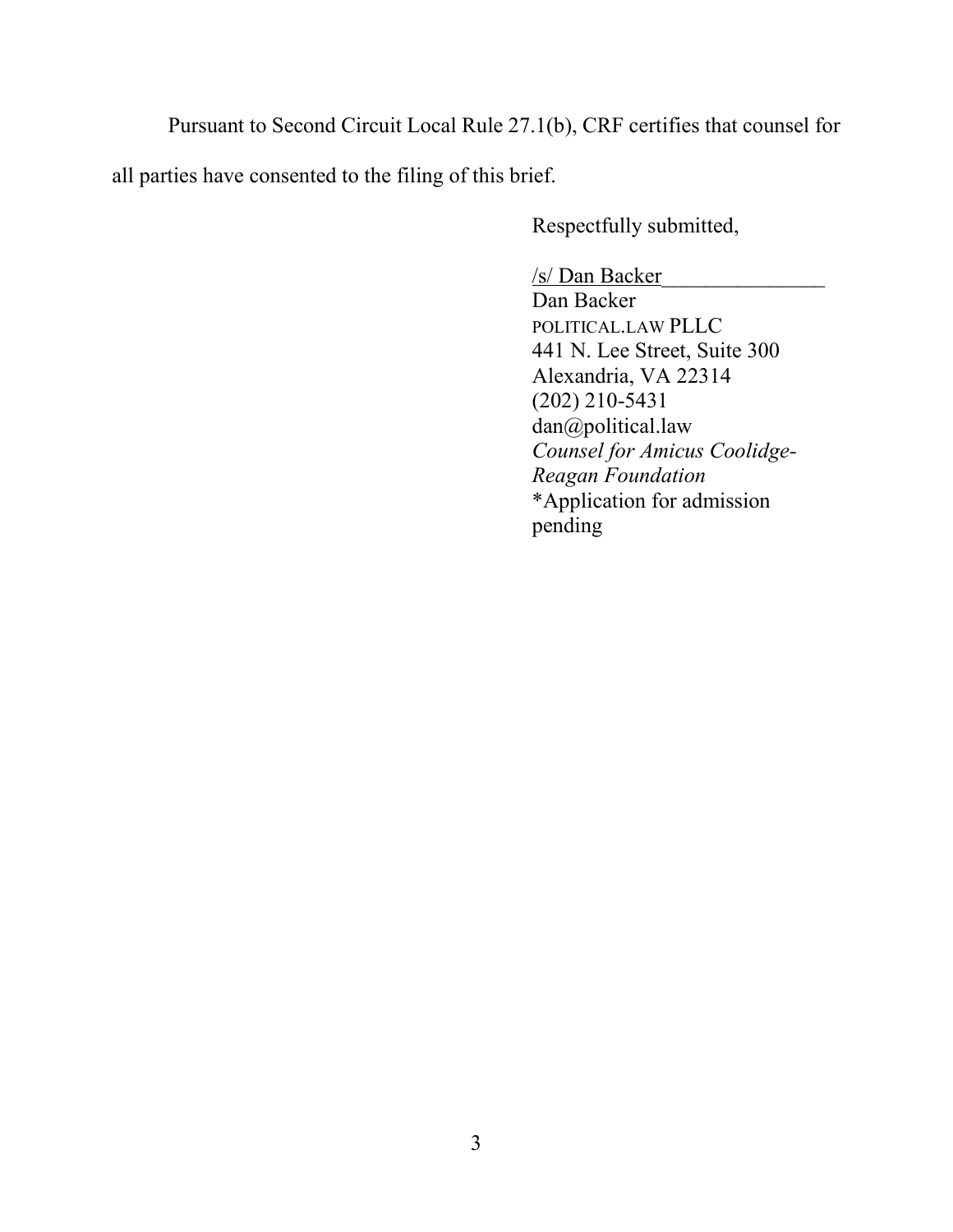Pursuant to Second Circuit Local Rule 27.1(b), CRF certifies that counsel for all parties have consented to the filing of this brief.

Respectfully submitted,

/s/ Dan Backer
Dan Backer
POLITICAL.LAW PLLC
441 N. Lee Street, Suite 300
Alexandria, VA 22314
(202) 210-5431
dan@political.law
*Counsel for Amicus Coolidge-Reagan Foundation*
*Application for admission pending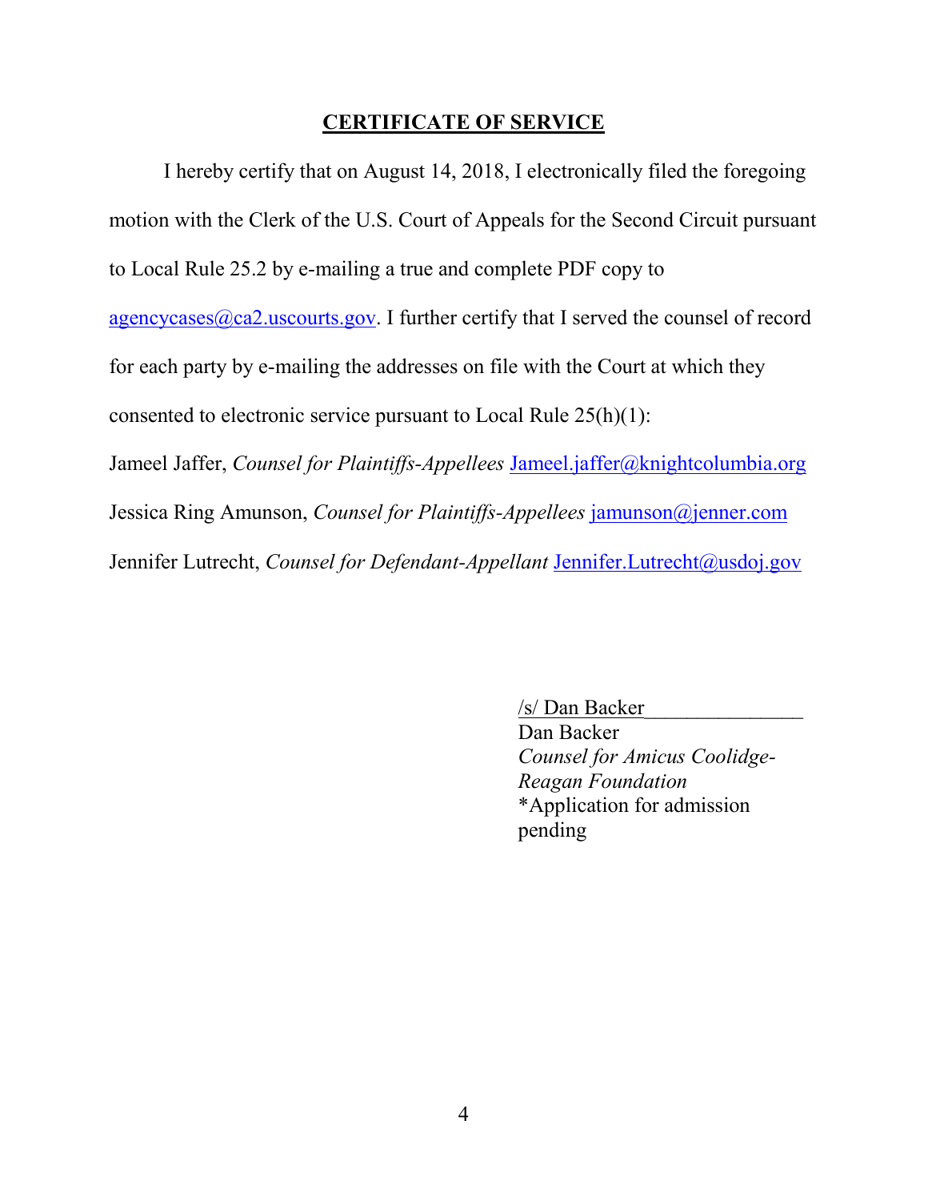## CERTIFICATE OF SERVICE

I hereby certify that on August 14, 2018, I electronically filed the foregoing motion with the Clerk of the U.S. Court of Appeals for the Second Circuit pursuant to Local Rule 25.2 by e-mailing a true and complete PDF copy to agencycases@ca2.uscourts.gov. I further certify that I served the counsel of record for each party by e-mailing the addresses on file with the Court at which they consented to electronic service pursuant to Local Rule 25(h)(1):

Jameel Jaffer, *Counsel for Plaintiffs-Appellees* Jameel.jaffer@knightcolumbia.org

Jessica Ring Amunson, *Counsel for Plaintiffs-Appellees* jamunson@jenner.com

Jennifer Lutrecht, *Counsel for Defendant-Appellant* Jennifer.Lutrecht@usdoj.gov

/s/ Dan Backer\_\_\_\_\_\_\_\_\_\_\_\_\_\_\_
Dan Backer
*Counsel for Amicus Coolidge-Reagan Foundation*
*Application for admission pending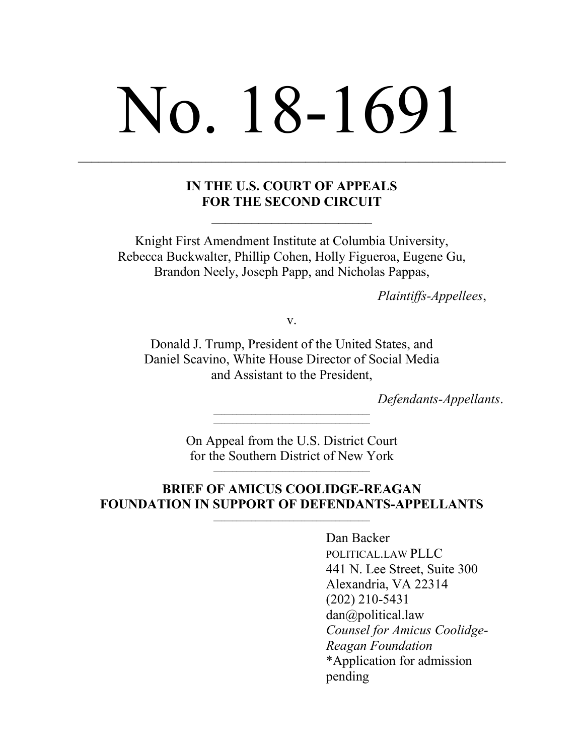# No. 18-1691

---

**IN THE U.S. COURT OF APPEALS**
**FOR THE SECOND CIRCUIT**

---

Knight First Amendment Institute at Columbia University,
Rebecca Buckwalter, Phillip Cohen, Holly Figueroa, Eugene Gu,
Brandon Neely, Joseph Papp, and Nicholas Pappas,

*Plaintiffs-Appellees*,

v.

Donald J. Trump, President of the United States, and
Daniel Scavino, White House Director of Social Media
and Assistant to the President,

*Defendants-Appellants*.

---

On Appeal from the U.S. District Court
for the Southern District of New York

---

**BRIEF OF AMICUS COOLIDGE-REAGAN FOUNDATION IN SUPPORT OF DEFENDANTS-APPELLANTS**

---

Dan Backer
POLITICAL.LAW PLLC
441 N. Lee Street, Suite 300
Alexandria, VA 22314
(202) 210-5431
dan@political.law
*Counsel for Amicus Coolidge-Reagan Foundation*
*Application for admission pending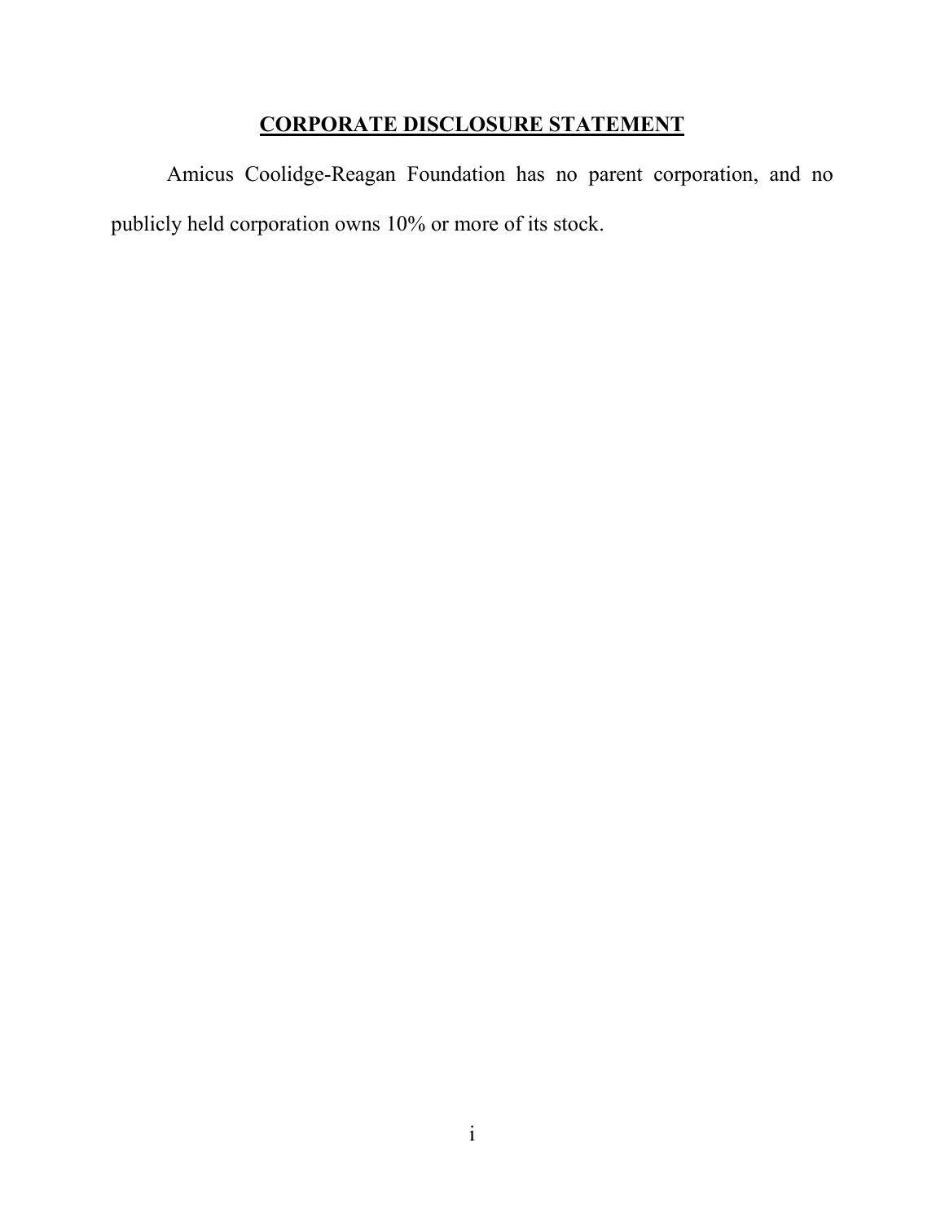## **CORPORATE DISCLOSURE STATEMENT**

Amicus Coolidge-Reagan Foundation has no parent corporation, and no publicly held corporation owns 10% or more of its stock.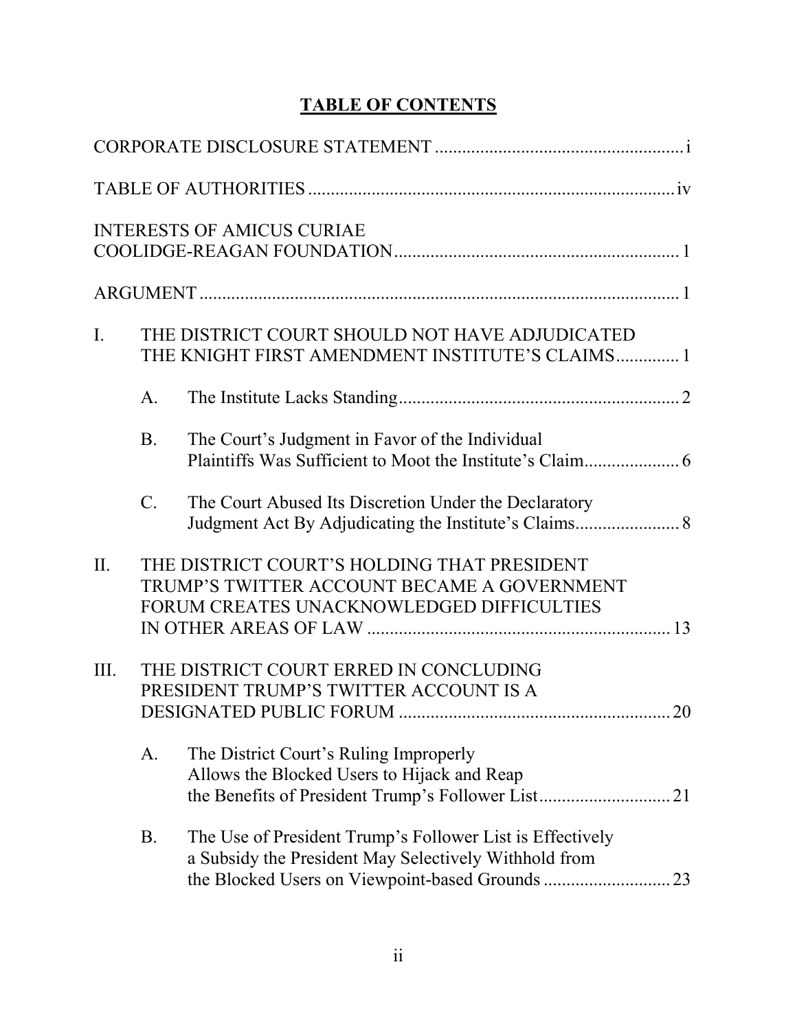# TABLE OF CONTENTS

CORPORATE DISCLOSURE STATEMENT ....................................................... i

TABLE OF AUTHORITIES ................................................................................ iv

INTERESTS OF AMICUS CURIAE COOLIDGE-REAGAN FOUNDATION ............................................................... 1

ARGUMENT ........................................................................................................ 1

I. THE DISTRICT COURT SHOULD NOT HAVE ADJUDICATED THE KNIGHT FIRST AMENDMENT INSTITUTE'S CLAIMS ............. 1

   A. The Institute Lacks Standing ............................................................. 2

   B. The Court's Judgment in Favor of the Individual Plaintiffs Was Sufficient to Moot the Institute's Claim ..................... 6

   C. The Court Abused Its Discretion Under the Declaratory Judgment Act By Adjudicating the Institute's Claims ....................... 8

II. THE DISTRICT COURT'S HOLDING THAT PRESIDENT TRUMP'S TWITTER ACCOUNT BECAME A GOVERNMENT FORUM CREATES UNACKNOWLEDGED DIFFICULTIES IN OTHER AREAS OF LAW .................................................................. 13

III. THE DISTRICT COURT ERRED IN CONCLUDING PRESIDENT TRUMP'S TWITTER ACCOUNT IS A DESIGNATED PUBLIC FORUM ........................................................... 20

   A. The District Court's Ruling Improperly Allows the Blocked Users to Hijack and Reap the Benefits of President Trump's Follower List ............................. 21

   B. The Use of President Trump's Follower List is Effectively a Subsidy the President May Selectively Withhold from the Blocked Users on Viewpoint-based Grounds ............................ 23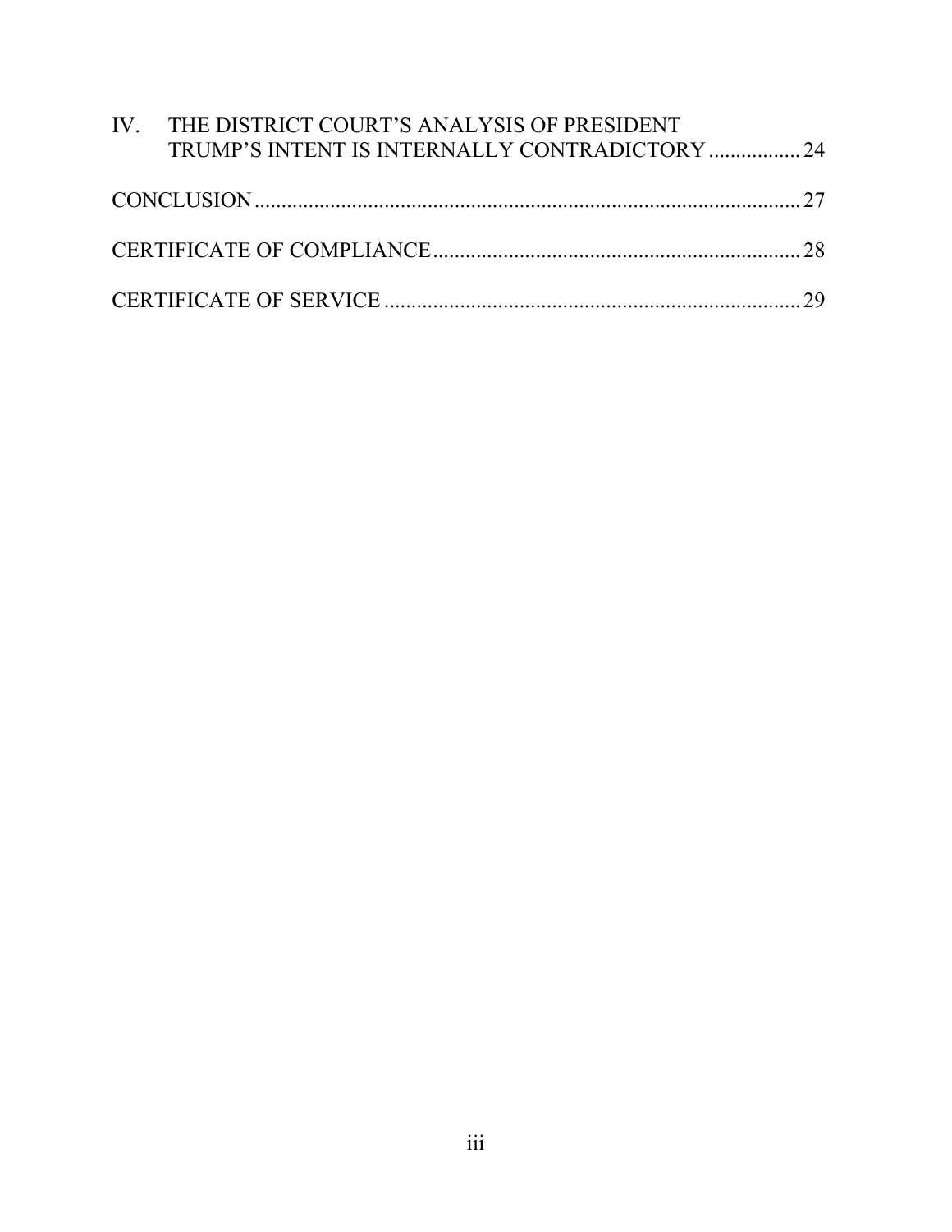IV. THE DISTRICT COURT'S ANALYSIS OF PRESIDENT TRUMP'S INTENT IS INTERNALLY CONTRADICTORY ................. 24

CONCLUSION ..................................................................................................... 27

CERTIFICATE OF COMPLIANCE .................................................................... 28

CERTIFICATE OF SERVICE ............................................................................. 29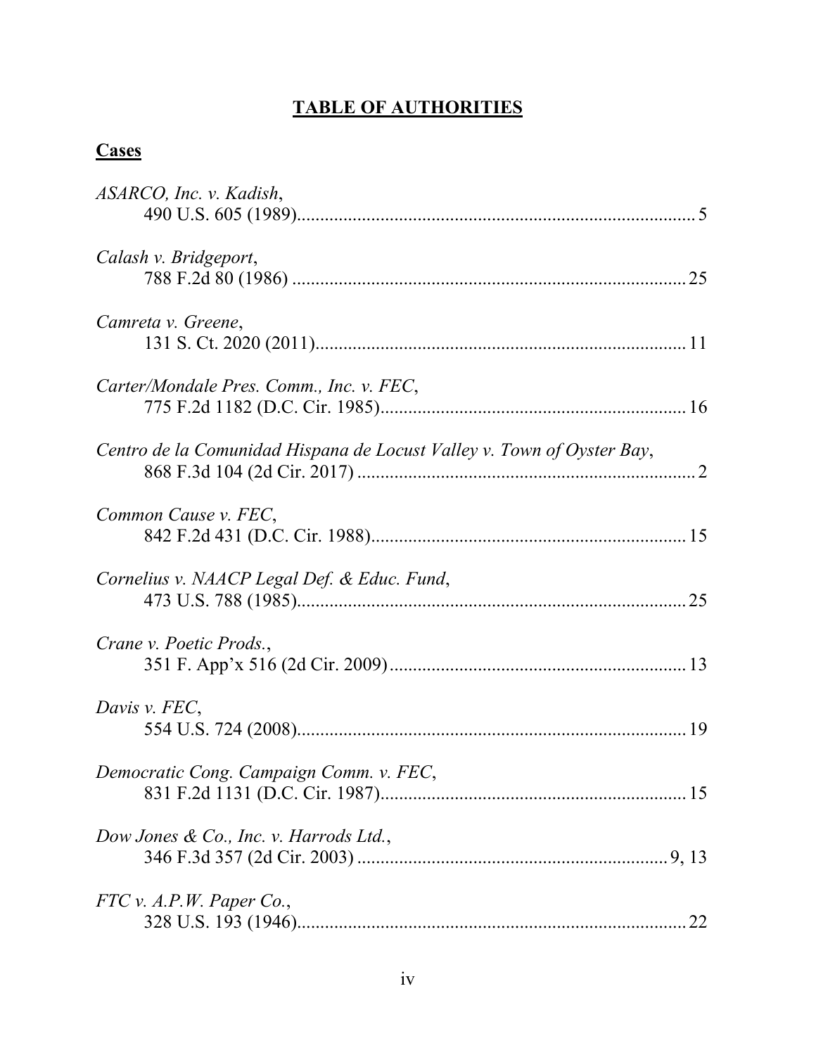# TABLE OF AUTHORITIES

## Cases

*ASARCO, Inc. v. Kadish*,
490 U.S. 605 (1989) .................................................................................... 5

*Calash v. Bridgeport*,
788 F.2d 80 (1986) .................................................................................... 25

*Camreta v. Greene*,
131 S. Ct. 2020 (2011) ............................................................................... 11

*Carter/Mondale Pres. Comm., Inc. v. FEC*,
775 F.2d 1182 (D.C. Cir. 1985) ................................................................. 16

*Centro de la Comunidad Hispana de Locust Valley v. Town of Oyster Bay*,
868 F.3d 104 (2d Cir. 2017) ........................................................................ 2

*Common Cause v. FEC*,
842 F.2d 431 (D.C. Cir. 1988) ................................................................... 15

*Cornelius v. NAACP Legal Def. & Educ. Fund*,
473 U.S. 788 (1985) .................................................................................. 25

*Crane v. Poetic Prods.*,
351 F. App'x 516 (2d Cir. 2009) ............................................................... 13

*Davis v. FEC*,
554 U.S. 724 (2008) .................................................................................. 19

*Democratic Cong. Campaign Comm. v. FEC*,
831 F.2d 1131 (D.C. Cir. 1987) ................................................................. 15

*Dow Jones & Co., Inc. v. Harrods Ltd.*,
346 F.3d 357 (2d Cir. 2003) .................................................................. 9, 13

*FTC v. A.P.W. Paper Co.*,
328 U.S. 193 (1946) .................................................................................. 22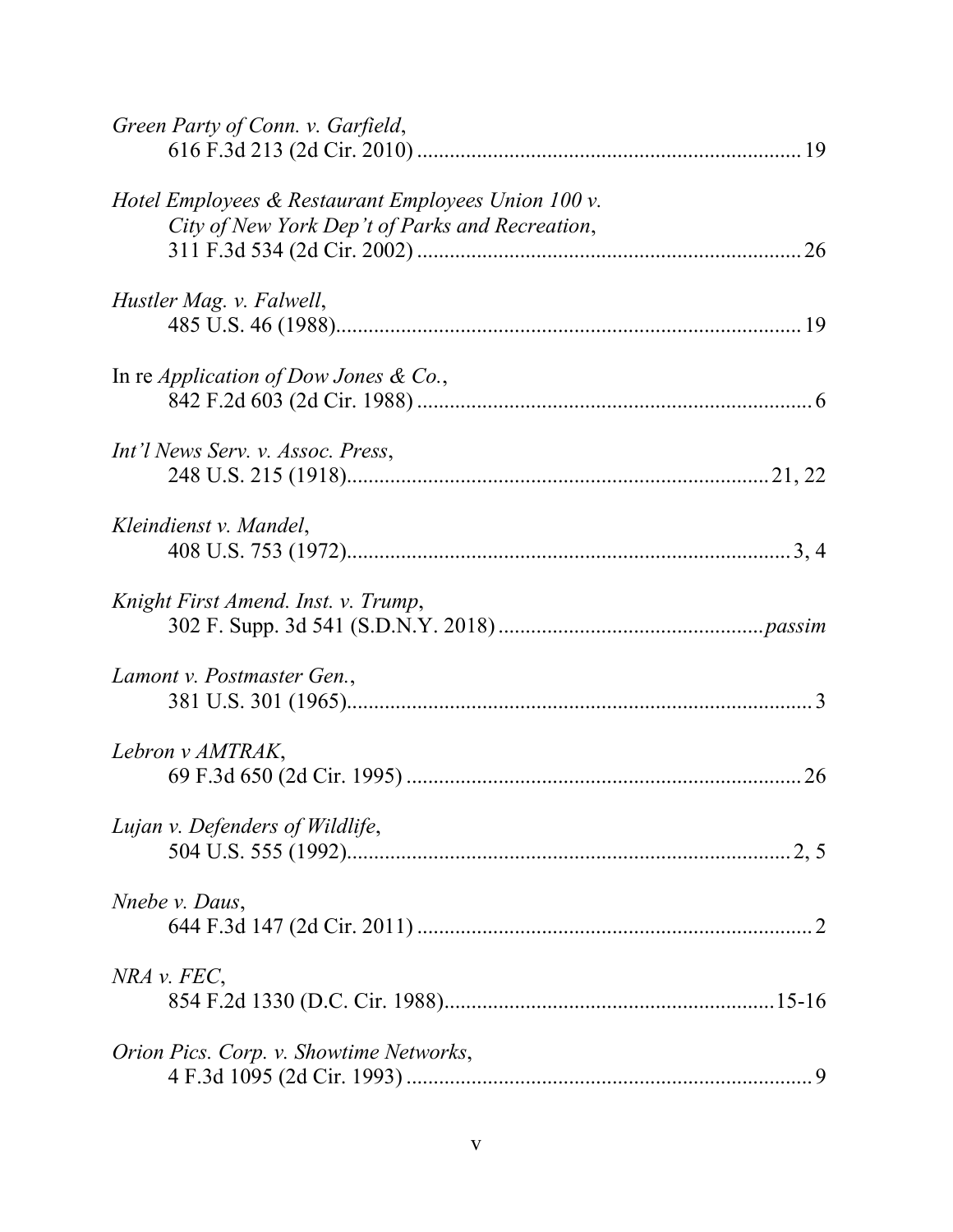*Green Party of Conn. v. Garfield*,
616 F.3d 213 (2d Cir. 2010) ........................................................................ 19

*Hotel Employees & Restaurant Employees Union 100 v. City of New York Dep't of Parks and Recreation*,
311 F.3d 534 (2d Cir. 2002) ........................................................................ 26

*Hustler Mag. v. Falwell*,
485 U.S. 46 (1988)...................................................................................... 19

In re *Application of Dow Jones & Co.*,
842 F.2d 603 (2d Cir. 1988) .......................................................................... 6

*Int'l News Serv. v. Assoc. Press*,
248 U.S. 215 (1918)............................................................................... 21, 22

*Kleindienst v. Mandel*,
408 U.S. 753 (1972)................................................................................... 3, 4

*Knight First Amend. Inst. v. Trump*,
302 F. Supp. 3d 541 (S.D.N.Y. 2018) .................................................. *passim*

*Lamont v. Postmaster Gen.*,
381 U.S. 301 (1965)........................................................................................ 3

*Lebron v AMTRAK*,
69 F.3d 650 (2d Cir. 1995) .......................................................................... 26

*Lujan v. Defenders of Wildlife*,
504 U.S. 555 (1992)................................................................................... 2, 5

*Nnebe v. Daus*,
644 F.3d 147 (2d Cir. 2011) .......................................................................... 2

*NRA v. FEC*,
854 F.2d 1330 (D.C. Cir. 1988)............................................................. 15-16

*Orion Pics. Corp. v. Showtime Networks*,
4 F.3d 1095 (2d Cir. 1993) ............................................................................ 9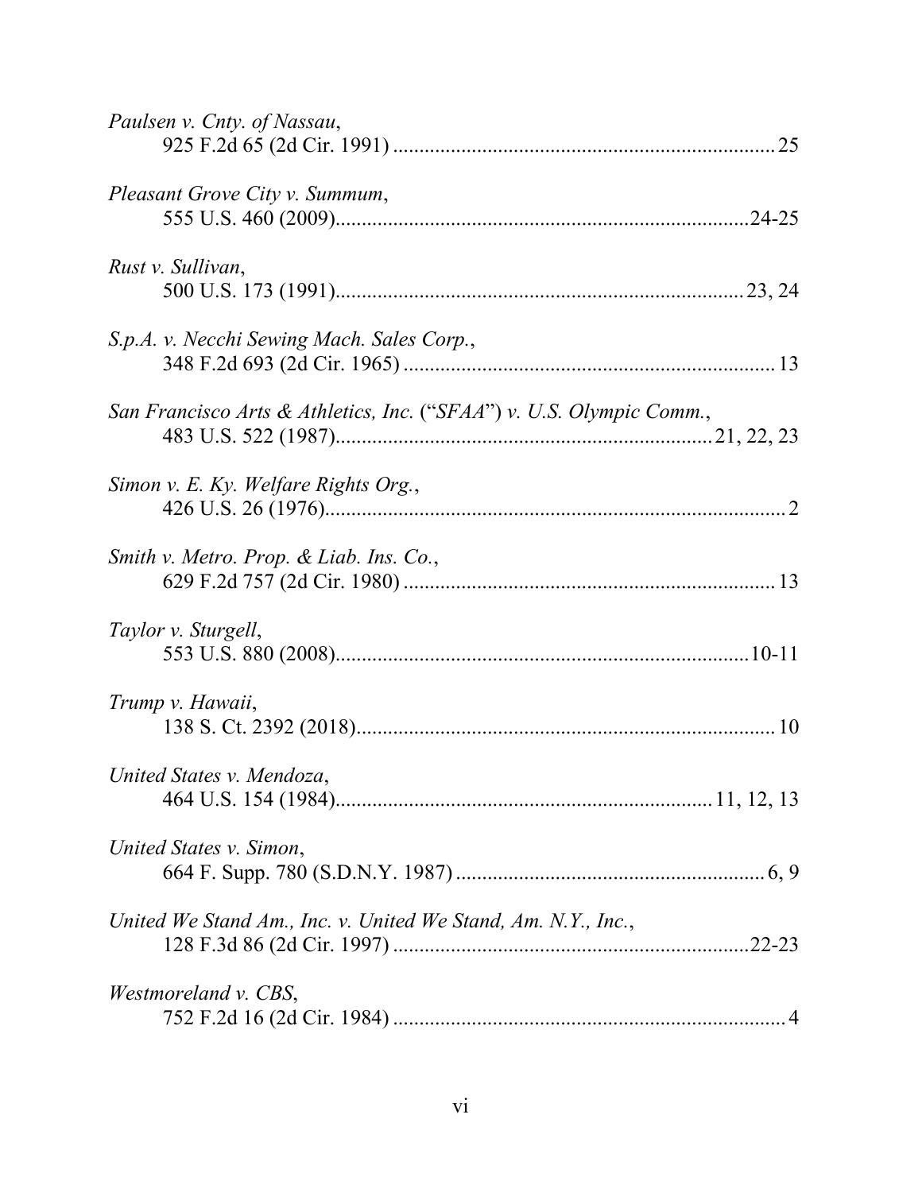*Paulsen v. Cnty. of Nassau*,
925 F.2d 65 (2d Cir. 1991) ........................................................................ 25

*Pleasant Grove City v. Summum*,
555 U.S. 460 (2009)..............................................................................24-25

*Rust v. Sullivan*,
500 U.S. 173 (1991)............................................................................ 23, 24

*S.p.A. v. Necchi Sewing Mach. Sales Corp.*,
348 F.2d 693 (2d Cir. 1965) ...................................................................... 13

*San Francisco Arts & Athletics, Inc.* ("*SFAA*") *v. U.S. Olympic Comm.*,
483 U.S. 522 (1987)..................................................................... 21, 22, 23

*Simon v. E. Ky. Welfare Rights Org.*,
426 U.S. 26 (1976)........................................................................................ 2

*Smith v. Metro. Prop. & Liab. Ins. Co.*,
629 F.2d 757 (2d Cir. 1980) ...................................................................... 13

*Taylor v. Sturgell*,
553 U.S. 880 (2008)..............................................................................10-11

*Trump v. Hawaii*,
138 S. Ct. 2392 (2018)................................................................................ 10

*United States v. Mendoza*,
464 U.S. 154 (1984)..................................................................... 11, 12, 13

*United States v. Simon*,
664 F. Supp. 780 (S.D.N.Y. 1987) ........................................................... 6, 9

*United We Stand Am., Inc. v. United We Stand, Am. N.Y., Inc.*,
128 F.3d 86 (2d Cir. 1997) ....................................................................22-23

*Westmoreland v. CBS*,
752 F.2d 16 (2d Cir. 1984) ........................................................................... 4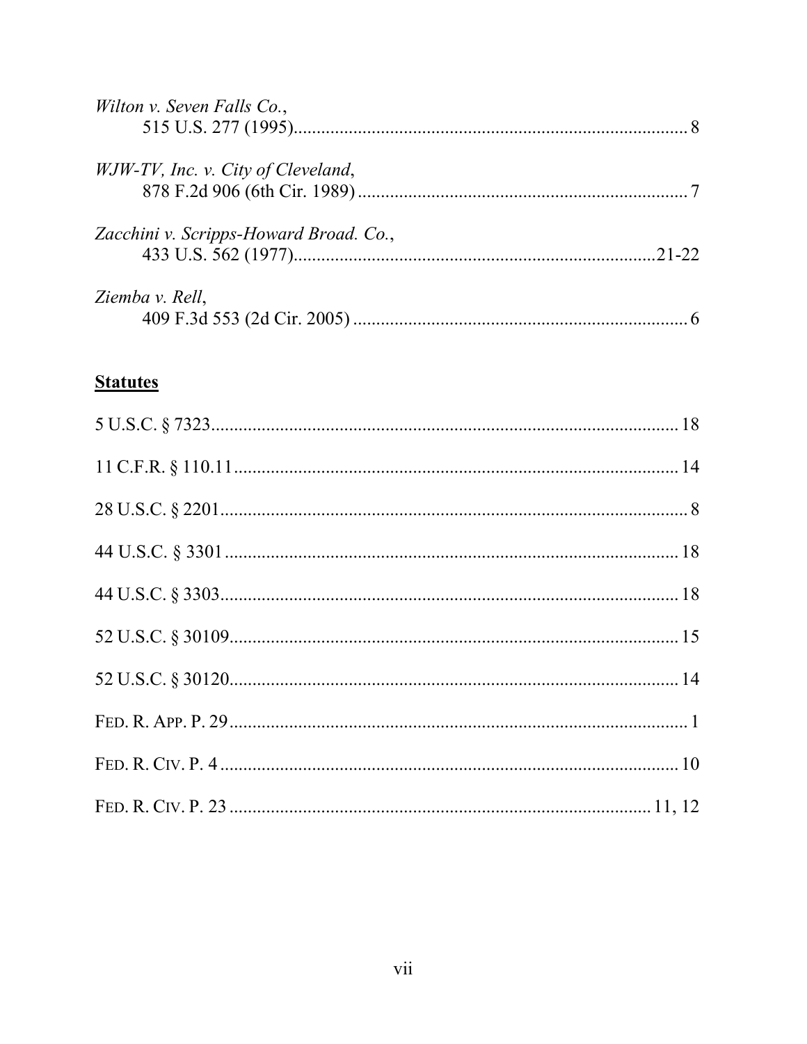*Wilton v. Seven Falls Co.*,
515 U.S. 277 (1995)........................................................................................ 8

*WJW-TV, Inc. v. City of Cleveland*,
878 F.2d 906 (6th Cir. 1989) ........................................................................ 7

*Zacchini v. Scripps-Howard Broad. Co.*,
433 U.S. 562 (1977).............................................................................21-22

*Ziemba v. Rell*,
409 F.3d 553 (2d Cir. 2005) ........................................................................ 6

## **Statutes**

5 U.S.C. § 7323........................................................................................... 18

11 C.F.R. § 110.11....................................................................................... 14

28 U.S.C. § 2201........................................................................................... 8

44 U.S.C. § 3301......................................................................................... 18

44 U.S.C. § 3303......................................................................................... 18

52 U.S.C. § 30109....................................................................................... 15

52 U.S.C. § 30120....................................................................................... 14

FED. R. APP. P. 29.......................................................................................... 1

FED. R. CIV. P. 4 ......................................................................................... 10

FED. R. CIV. P. 23 ................................................................................. 11, 12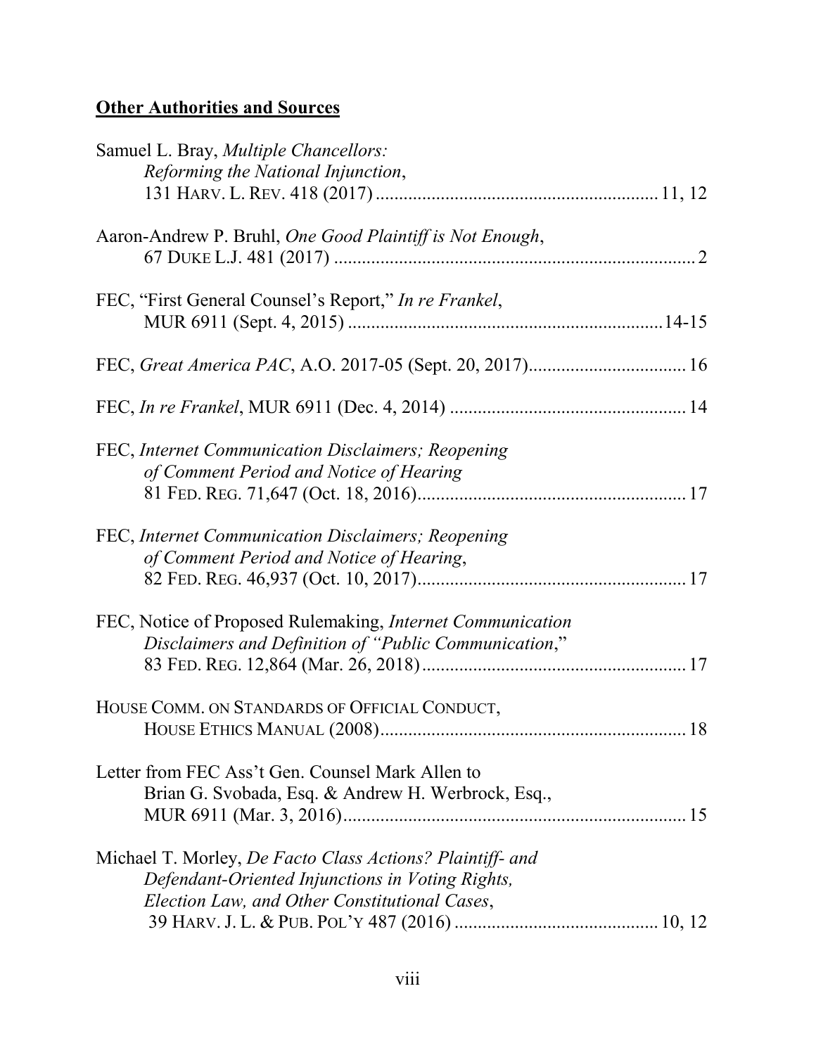**Other Authorities and Sources**

Samuel L. Bray, *Multiple Chancellors: Reforming the National Injunction*, 131 HARV. L. REV. 418 (2017) .......................................................... 11, 12

Aaron-Andrew P. Bruhl, *One Good Plaintiff is Not Enough*, 67 DUKE L.J. 481 (2017) ........................................................................... 2

FEC, "First General Counsel's Report," *In re Frankel*, MUR 6911 (Sept. 4, 2015) ..................................................................14-15

FEC, *Great America PAC*, A.O. 2017-05 (Sept. 20, 2017)................................. 16

FEC, *In re Frankel*, MUR 6911 (Dec. 4, 2014) .................................................. 14

FEC, *Internet Communication Disclaimers; Reopening of Comment Period and Notice of Hearing* 81 FED. REG. 71,647 (Oct. 18, 2016)......................................................... 17

FEC, *Internet Communication Disclaimers; Reopening of Comment Period and Notice of Hearing*, 82 FED. REG. 46,937 (Oct. 10, 2017)......................................................... 17

FEC, Notice of Proposed Rulemaking, *Internet Communication Disclaimers and Definition of "Public Communication*," 83 FED. REG. 12,864 (Mar. 26, 2018)........................................................ 17

HOUSE COMM. ON STANDARDS OF OFFICIAL CONDUCT, HOUSE ETHICS MANUAL (2008)................................................................. 18

Letter from FEC Ass't Gen. Counsel Mark Allen to Brian G. Svobada, Esq. & Andrew H. Werbrock, Esq., MUR 6911 (Mar. 3, 2016)....................................................................... 15

Michael T. Morley, *De Facto Class Actions? Plaintiff- and Defendant-Oriented Injunctions in Voting Rights, Election Law, and Other Constitutional Cases*, 39 HARV. J. L. & PUB. POL'Y 487 (2016) .......................................... 10, 12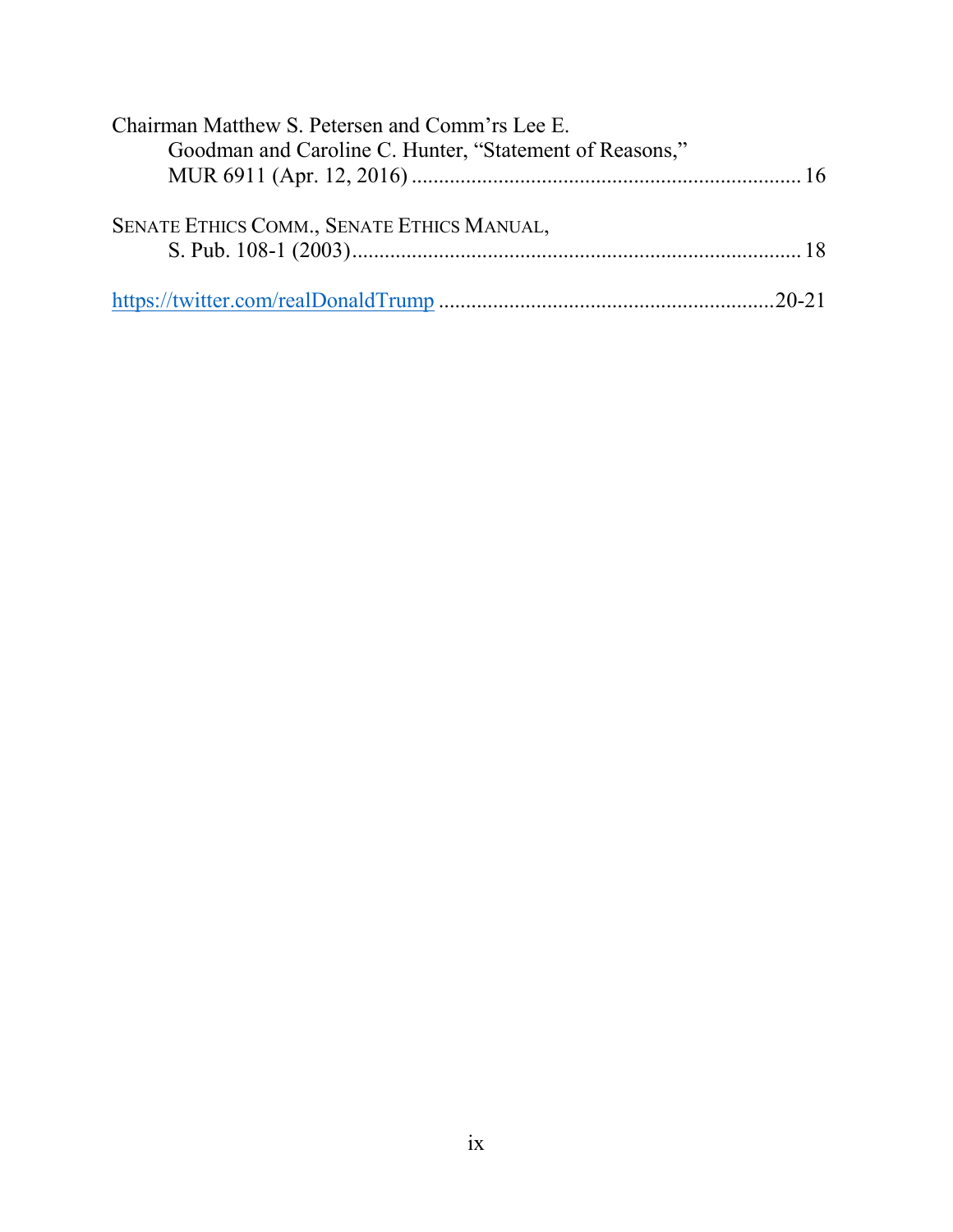Chairman Matthew S. Petersen and Comm'rs Lee E. Goodman and Caroline C. Hunter, "Statement of Reasons," MUR 6911 (Apr. 12, 2016) ........................................................................ 16

SENATE ETHICS COMM., SENATE ETHICS MANUAL, S. Pub. 108-1 (2003)................................................................................... 18

https://twitter.com/realDonaldTrump .............................................................20-21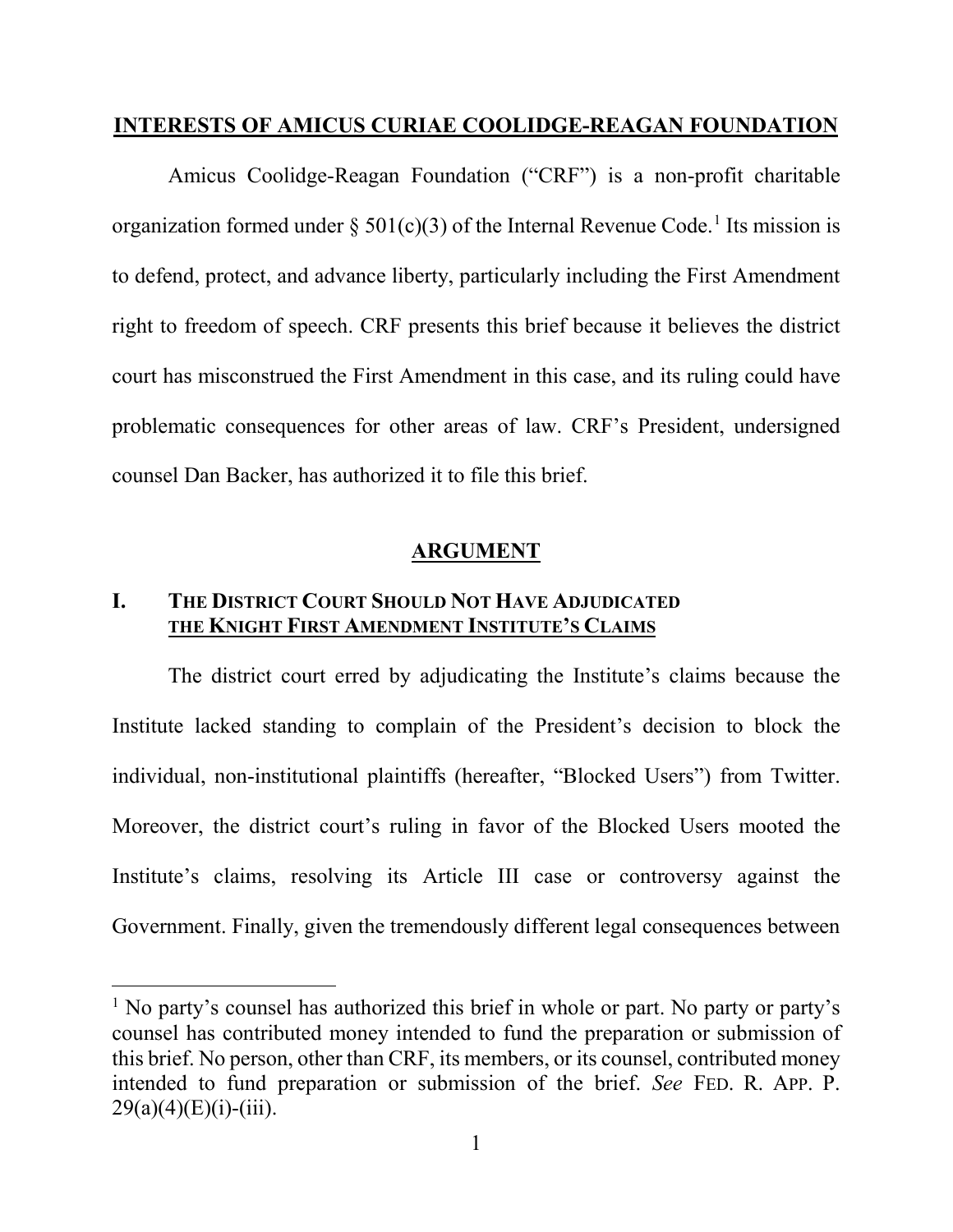## INTERESTS OF AMICUS CURIAE COOLIDGE-REAGAN FOUNDATION

Amicus Coolidge-Reagan Foundation ("CRF") is a non-profit charitable organization formed under § 501(c)(3) of the Internal Revenue Code.[1] Its mission is to defend, protect, and advance liberty, particularly including the First Amendment right to freedom of speech. CRF presents this brief because it believes the district court has misconstrued the First Amendment in this case, and its ruling could have problematic consequences for other areas of law. CRF's President, undersigned counsel Dan Backer, has authorized it to file this brief.

## ARGUMENT

### I. THE DISTRICT COURT SHOULD NOT HAVE ADJUDICATED THE KNIGHT FIRST AMENDMENT INSTITUTE'S CLAIMS

The district court erred by adjudicating the Institute's claims because the Institute lacked standing to complain of the President's decision to block the individual, non-institutional plaintiffs (hereafter, "Blocked Users") from Twitter. Moreover, the district court's ruling in favor of the Blocked Users mooted the Institute's claims, resolving its Article III case or controversy against the Government. Finally, given the tremendously different legal consequences between

---

[1] No party's counsel has authorized this brief in whole or part. No party or party's counsel has contributed money intended to fund the preparation or submission of this brief. No person, other than CRF, its members, or its counsel, contributed money intended to fund preparation or submission of the brief. *See* FED. R. APP. P. 29(a)(4)(E)(i)-(iii).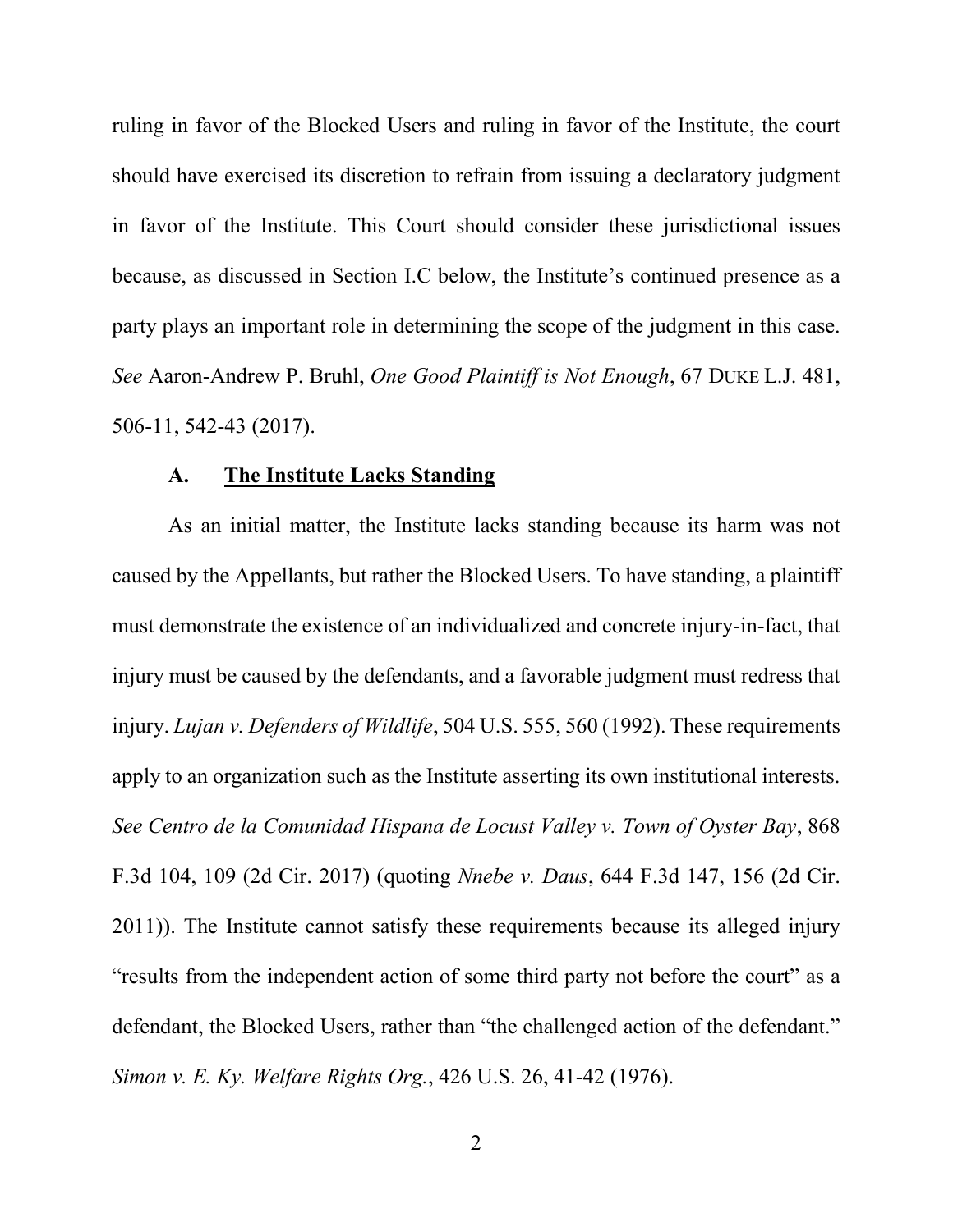ruling in favor of the Blocked Users and ruling in favor of the Institute, the court should have exercised its discretion to refrain from issuing a declaratory judgment in favor of the Institute. This Court should consider these jurisdictional issues because, as discussed in Section I.C below, the Institute's continued presence as a party plays an important role in determining the scope of the judgment in this case. *See* Aaron-Andrew P. Bruhl, *One Good Plaintiff is Not Enough*, 67 DUKE L.J. 481, 506-11, 542-43 (2017).

### A. <u>The Institute Lacks Standing</u>

As an initial matter, the Institute lacks standing because its harm was not caused by the Appellants, but rather the Blocked Users. To have standing, a plaintiff must demonstrate the existence of an individualized and concrete injury-in-fact, that injury must be caused by the defendants, and a favorable judgment must redress that injury. *Lujan v. Defenders of Wildlife*, 504 U.S. 555, 560 (1992). These requirements apply to an organization such as the Institute asserting its own institutional interests. *See Centro de la Comunidad Hispana de Locust Valley v. Town of Oyster Bay*, 868 F.3d 104, 109 (2d Cir. 2017) (quoting *Nnebe v. Daus*, 644 F.3d 147, 156 (2d Cir. 2011)). The Institute cannot satisfy these requirements because its alleged injury "results from the independent action of some third party not before the court" as a defendant, the Blocked Users, rather than "the challenged action of the defendant." *Simon v. E. Ky. Welfare Rights Org.*, 426 U.S. 26, 41-42 (1976).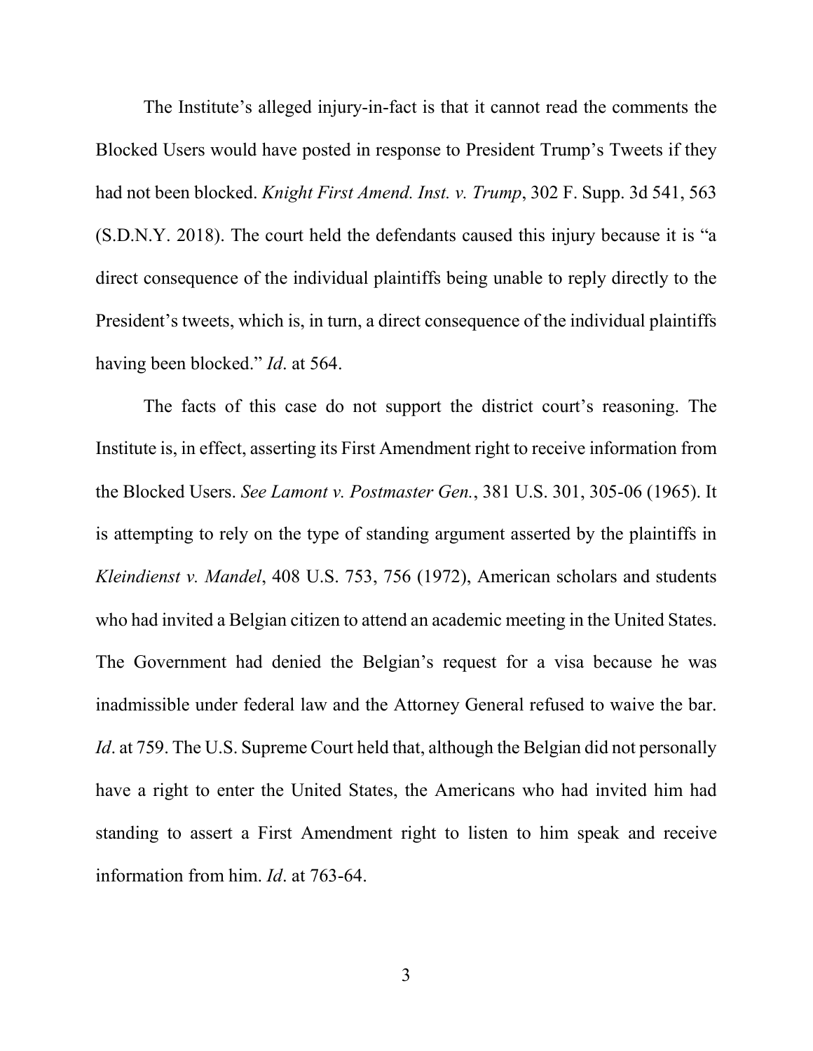The Institute's alleged injury-in-fact is that it cannot read the comments the Blocked Users would have posted in response to President Trump's Tweets if they had not been blocked. *Knight First Amend. Inst. v. Trump*, 302 F. Supp. 3d 541, 563 (S.D.N.Y. 2018). The court held the defendants caused this injury because it is "a direct consequence of the individual plaintiffs being unable to reply directly to the President's tweets, which is, in turn, a direct consequence of the individual plaintiffs having been blocked." *Id*. at 564.

The facts of this case do not support the district court's reasoning. The Institute is, in effect, asserting its First Amendment right to receive information from the Blocked Users. *See Lamont v. Postmaster Gen.*, 381 U.S. 301, 305-06 (1965). It is attempting to rely on the type of standing argument asserted by the plaintiffs in *Kleindienst v. Mandel*, 408 U.S. 753, 756 (1972), American scholars and students who had invited a Belgian citizen to attend an academic meeting in the United States. The Government had denied the Belgian's request for a visa because he was inadmissible under federal law and the Attorney General refused to waive the bar. *Id*. at 759. The U.S. Supreme Court held that, although the Belgian did not personally have a right to enter the United States, the Americans who had invited him had standing to assert a First Amendment right to listen to him speak and receive information from him. *Id*. at 763-64.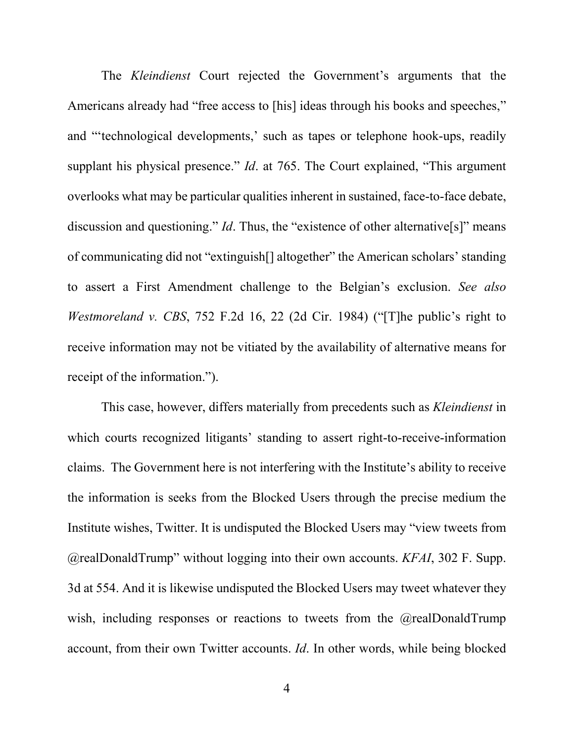The *Kleindienst* Court rejected the Government's arguments that the Americans already had "free access to [his] ideas through his books and speeches," and "'technological developments,' such as tapes or telephone hook-ups, readily supplant his physical presence." *Id*. at 765. The Court explained, "This argument overlooks what may be particular qualities inherent in sustained, face-to-face debate, discussion and questioning." *Id*. Thus, the "existence of other alternative[s]" means of communicating did not "extinguish[] altogether" the American scholars' standing to assert a First Amendment challenge to the Belgian's exclusion. *See also Westmoreland v. CBS*, 752 F.2d 16, 22 (2d Cir. 1984) ("[T]he public's right to receive information may not be vitiated by the availability of alternative means for receipt of the information.").

This case, however, differs materially from precedents such as *Kleindienst* in which courts recognized litigants' standing to assert right-to-receive-information claims. The Government here is not interfering with the Institute's ability to receive the information is seeks from the Blocked Users through the precise medium the Institute wishes, Twitter. It is undisputed the Blocked Users may "view tweets from @realDonaldTrump" without logging into their own accounts. *KFAI*, 302 F. Supp. 3d at 554. And it is likewise undisputed the Blocked Users may tweet whatever they wish, including responses or reactions to tweets from the @realDonaldTrump account, from their own Twitter accounts. *Id*. In other words, while being blocked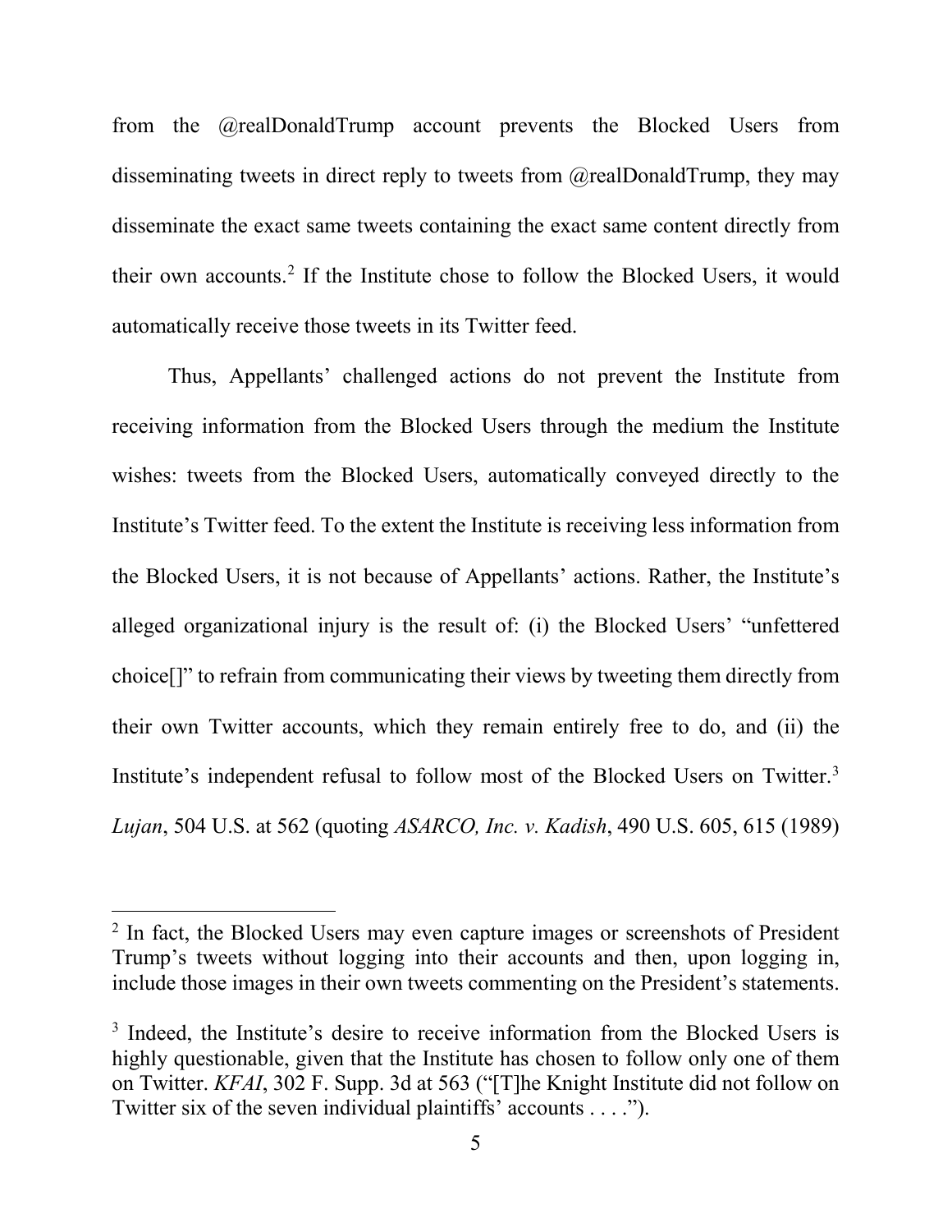from the @realDonaldTrump account prevents the Blocked Users from disseminating tweets in direct reply to tweets from @realDonaldTrump, they may disseminate the exact same tweets containing the exact same content directly from their own accounts.[2] If the Institute chose to follow the Blocked Users, it would automatically receive those tweets in its Twitter feed.

Thus, Appellants' challenged actions do not prevent the Institute from receiving information from the Blocked Users through the medium the Institute wishes: tweets from the Blocked Users, automatically conveyed directly to the Institute's Twitter feed. To the extent the Institute is receiving less information from the Blocked Users, it is not because of Appellants' actions. Rather, the Institute's alleged organizational injury is the result of: (i) the Blocked Users' "unfettered choice[]" to refrain from communicating their views by tweeting them directly from their own Twitter accounts, which they remain entirely free to do, and (ii) the Institute's independent refusal to follow most of the Blocked Users on Twitter.[3] *Lujan*, 504 U.S. at 562 (quoting *ASARCO, Inc. v. Kadish*, 490 U.S. 605, 615 (1989)

---

[2] In fact, the Blocked Users may even capture images or screenshots of President Trump's tweets without logging into their accounts and then, upon logging in, include those images in their own tweets commenting on the President's statements.

[3] Indeed, the Institute's desire to receive information from the Blocked Users is highly questionable, given that the Institute has chosen to follow only one of them on Twitter. *KFAI*, 302 F. Supp. 3d at 563 ("[T]he Knight Institute did not follow on Twitter six of the seven individual plaintiffs' accounts . . . .").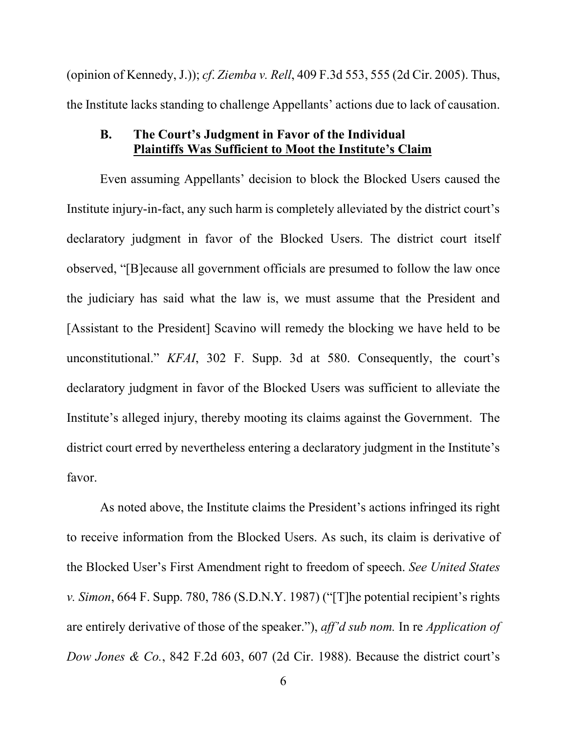(opinion of Kennedy, J.)); *cf*. *Ziemba v. Rell*, 409 F.3d 553, 555 (2d Cir. 2005). Thus, the Institute lacks standing to challenge Appellants' actions due to lack of causation.

### **B. The Court's Judgment in Favor of the Individual Plaintiffs Was Sufficient to Moot the Institute's Claim**

Even assuming Appellants' decision to block the Blocked Users caused the Institute injury-in-fact, any such harm is completely alleviated by the district court's declaratory judgment in favor of the Blocked Users. The district court itself observed, "[B]ecause all government officials are presumed to follow the law once the judiciary has said what the law is, we must assume that the President and [Assistant to the President] Scavino will remedy the blocking we have held to be unconstitutional." *KFAI*, 302 F. Supp. 3d at 580. Consequently, the court's declaratory judgment in favor of the Blocked Users was sufficient to alleviate the Institute's alleged injury, thereby mooting its claims against the Government. The district court erred by nevertheless entering a declaratory judgment in the Institute's favor.

As noted above, the Institute claims the President's actions infringed its right to receive information from the Blocked Users. As such, its claim is derivative of the Blocked User's First Amendment right to freedom of speech. *See United States v. Simon*, 664 F. Supp. 780, 786 (S.D.N.Y. 1987) ("[T]he potential recipient's rights are entirely derivative of those of the speaker."), *aff'd sub nom.* In re *Application of Dow Jones & Co.*, 842 F.2d 603, 607 (2d Cir. 1988). Because the district court's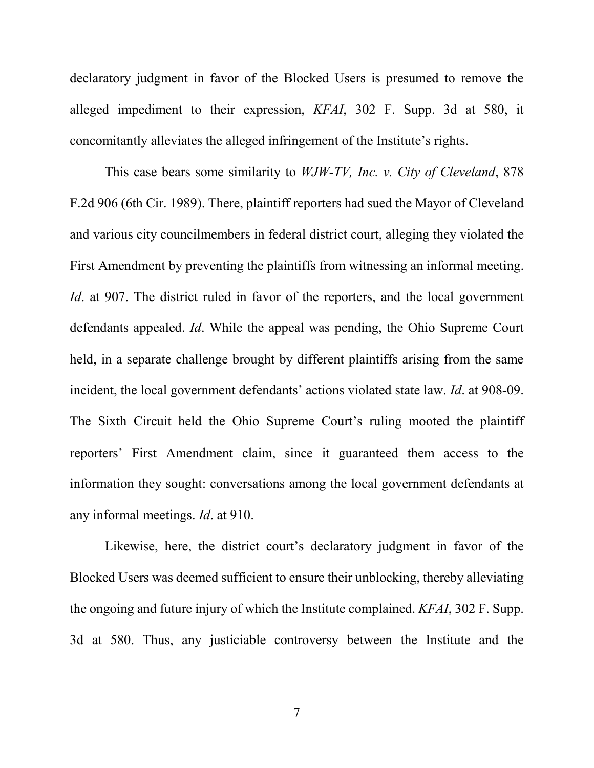declaratory judgment in favor of the Blocked Users is presumed to remove the alleged impediment to their expression, *KFAI*, 302 F. Supp. 3d at 580, it concomitantly alleviates the alleged infringement of the Institute's rights.

This case bears some similarity to *WJW-TV, Inc. v. City of Cleveland*, 878 F.2d 906 (6th Cir. 1989). There, plaintiff reporters had sued the Mayor of Cleveland and various city councilmembers in federal district court, alleging they violated the First Amendment by preventing the plaintiffs from witnessing an informal meeting. *Id*. at 907. The district ruled in favor of the reporters, and the local government defendants appealed. *Id*. While the appeal was pending, the Ohio Supreme Court held, in a separate challenge brought by different plaintiffs arising from the same incident, the local government defendants' actions violated state law. *Id*. at 908-09. The Sixth Circuit held the Ohio Supreme Court's ruling mooted the plaintiff reporters' First Amendment claim, since it guaranteed them access to the information they sought: conversations among the local government defendants at any informal meetings. *Id*. at 910.

Likewise, here, the district court's declaratory judgment in favor of the Blocked Users was deemed sufficient to ensure their unblocking, thereby alleviating the ongoing and future injury of which the Institute complained. *KFAI*, 302 F. Supp. 3d at 580. Thus, any justiciable controversy between the Institute and the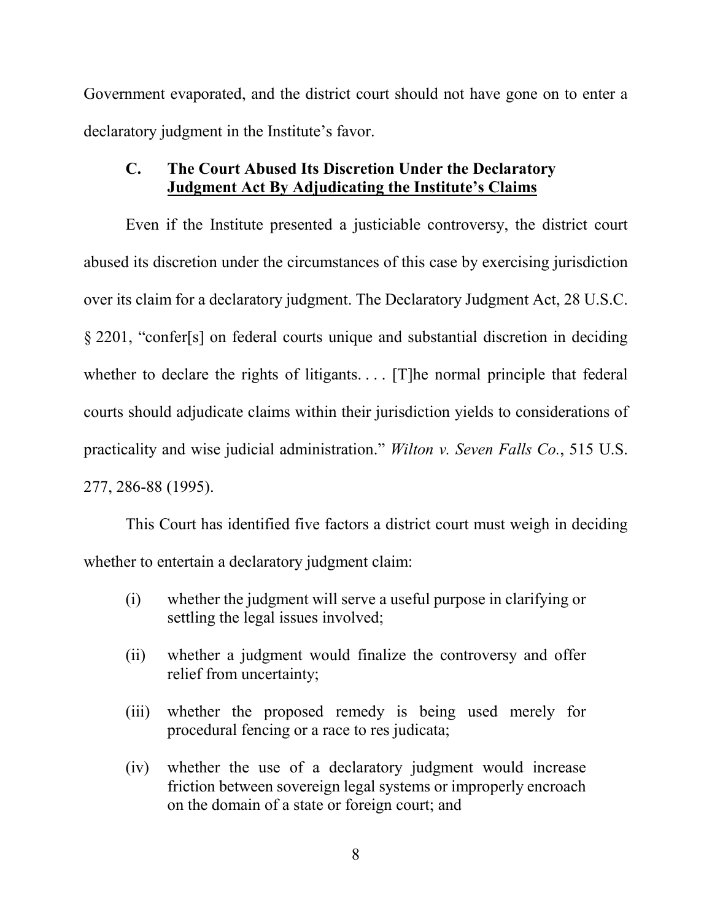Government evaporated, and the district court should not have gone on to enter a declaratory judgment in the Institute's favor.

### C. The Court Abused Its Discretion Under the Declaratory Judgment Act By Adjudicating the Institute's Claims

Even if the Institute presented a justiciable controversy, the district court abused its discretion under the circumstances of this case by exercising jurisdiction over its claim for a declaratory judgment. The Declaratory Judgment Act, 28 U.S.C. § 2201, "confer[s] on federal courts unique and substantial discretion in deciding whether to declare the rights of litigants. . . . [T]he normal principle that federal courts should adjudicate claims within their jurisdiction yields to considerations of practicality and wise judicial administration." *Wilton v. Seven Falls Co.*, 515 U.S. 277, 286-88 (1995).

This Court has identified five factors a district court must weigh in deciding whether to entertain a declaratory judgment claim:

(i) whether the judgment will serve a useful purpose in clarifying or settling the legal issues involved;

(ii) whether a judgment would finalize the controversy and offer relief from uncertainty;

(iii) whether the proposed remedy is being used merely for procedural fencing or a race to res judicata;

(iv) whether the use of a declaratory judgment would increase friction between sovereign legal systems or improperly encroach on the domain of a state or foreign court; and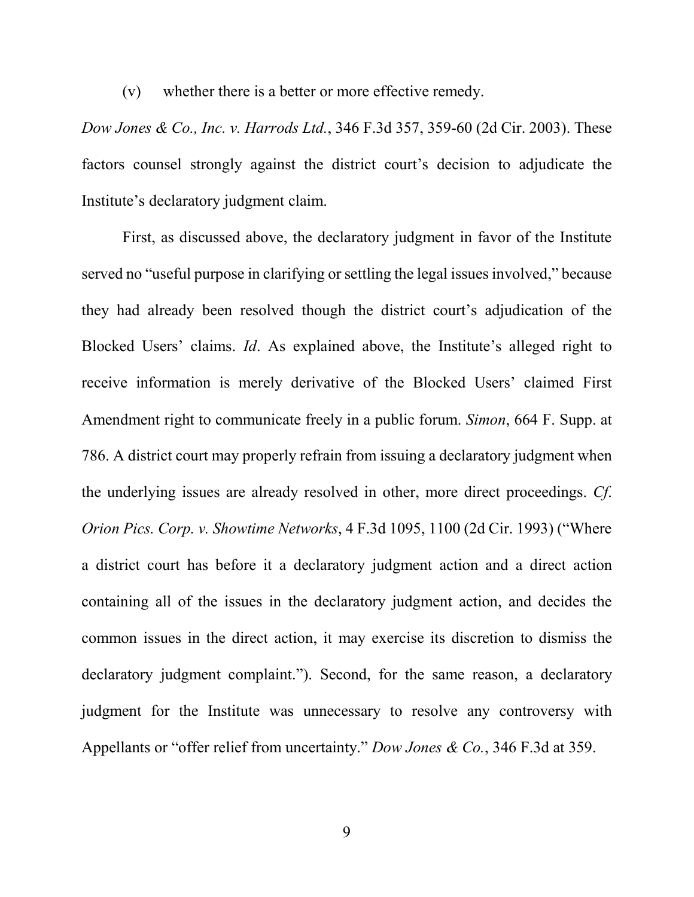(v) whether there is a better or more effective remedy.

*Dow Jones & Co., Inc. v. Harrods Ltd.*, 346 F.3d 357, 359-60 (2d Cir. 2003). These factors counsel strongly against the district court's decision to adjudicate the Institute's declaratory judgment claim.

First, as discussed above, the declaratory judgment in favor of the Institute served no "useful purpose in clarifying or settling the legal issues involved," because they had already been resolved though the district court's adjudication of the Blocked Users' claims. *Id*. As explained above, the Institute's alleged right to receive information is merely derivative of the Blocked Users' claimed First Amendment right to communicate freely in a public forum. *Simon*, 664 F. Supp. at 786. A district court may properly refrain from issuing a declaratory judgment when the underlying issues are already resolved in other, more direct proceedings. *Cf*. *Orion Pics. Corp. v. Showtime Networks*, 4 F.3d 1095, 1100 (2d Cir. 1993) ("Where a district court has before it a declaratory judgment action and a direct action containing all of the issues in the declaratory judgment action, and decides the common issues in the direct action, it may exercise its discretion to dismiss the declaratory judgment complaint."). Second, for the same reason, a declaratory judgment for the Institute was unnecessary to resolve any controversy with Appellants or "offer relief from uncertainty." *Dow Jones & Co.*, 346 F.3d at 359.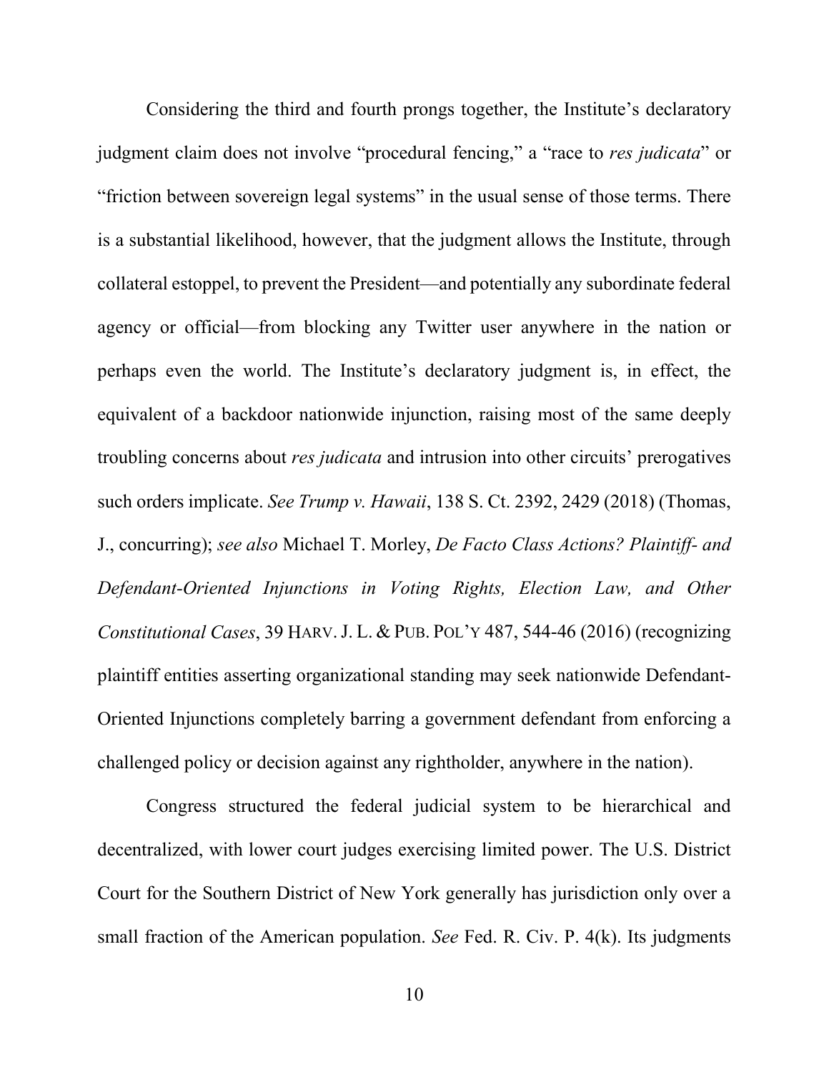Considering the third and fourth prongs together, the Institute's declaratory judgment claim does not involve "procedural fencing," a "race to *res judicata*" or "friction between sovereign legal systems" in the usual sense of those terms. There is a substantial likelihood, however, that the judgment allows the Institute, through collateral estoppel, to prevent the President—and potentially any subordinate federal agency or official—from blocking any Twitter user anywhere in the nation or perhaps even the world. The Institute's declaratory judgment is, in effect, the equivalent of a backdoor nationwide injunction, raising most of the same deeply troubling concerns about *res judicata* and intrusion into other circuits' prerogatives such orders implicate. *See Trump v. Hawaii*, 138 S. Ct. 2392, 2429 (2018) (Thomas, J., concurring); *see also* Michael T. Morley, *De Facto Class Actions? Plaintiff- and Defendant-Oriented Injunctions in Voting Rights, Election Law, and Other Constitutional Cases*, 39 HARV. J. L. & PUB. POL'Y 487, 544-46 (2016) (recognizing plaintiff entities asserting organizational standing may seek nationwide Defendant-Oriented Injunctions completely barring a government defendant from enforcing a challenged policy or decision against any rightholder, anywhere in the nation).

Congress structured the federal judicial system to be hierarchical and decentralized, with lower court judges exercising limited power. The U.S. District Court for the Southern District of New York generally has jurisdiction only over a small fraction of the American population. *See* Fed. R. Civ. P. 4(k). Its judgments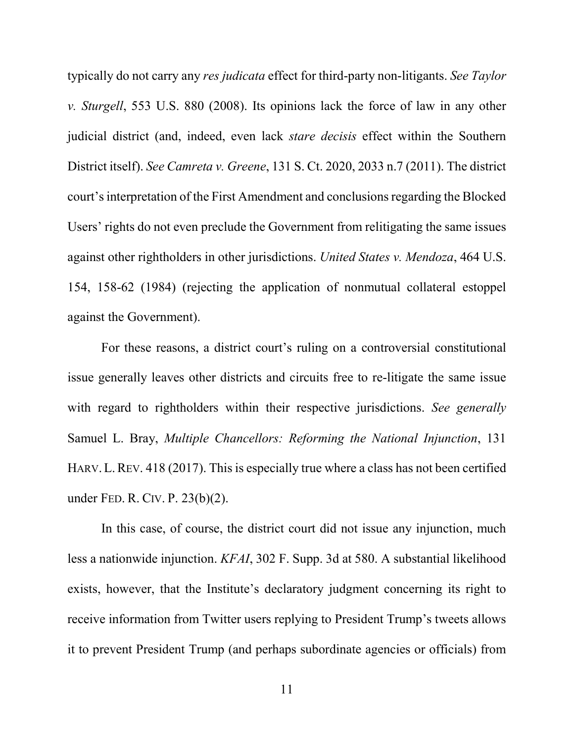typically do not carry any *res judicata* effect for third-party non-litigants. *See Taylor v. Sturgell*, 553 U.S. 880 (2008). Its opinions lack the force of law in any other judicial district (and, indeed, even lack *stare decisis* effect within the Southern District itself). *See Camreta v. Greene*, 131 S. Ct. 2020, 2033 n.7 (2011). The district court's interpretation of the First Amendment and conclusions regarding the Blocked Users' rights do not even preclude the Government from relitigating the same issues against other rightholders in other jurisdictions. *United States v. Mendoza*, 464 U.S. 154, 158-62 (1984) (rejecting the application of nonmutual collateral estoppel against the Government).

For these reasons, a district court's ruling on a controversial constitutional issue generally leaves other districts and circuits free to re-litigate the same issue with regard to rightholders within their respective jurisdictions. *See generally* Samuel L. Bray, *Multiple Chancellors: Reforming the National Injunction*, 131 HARV. L. REV. 418 (2017). This is especially true where a class has not been certified under FED. R. CIV. P. 23(b)(2).

In this case, of course, the district court did not issue any injunction, much less a nationwide injunction. *KFAI*, 302 F. Supp. 3d at 580. A substantial likelihood exists, however, that the Institute's declaratory judgment concerning its right to receive information from Twitter users replying to President Trump's tweets allows it to prevent President Trump (and perhaps subordinate agencies or officials) from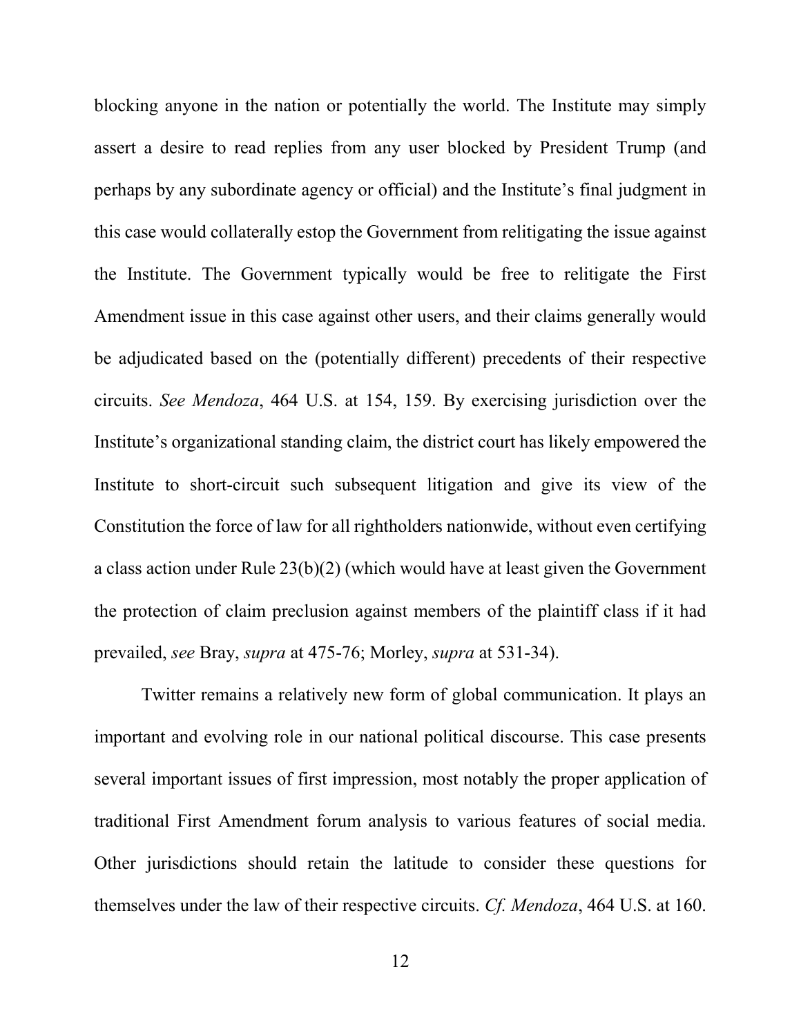blocking anyone in the nation or potentially the world. The Institute may simply assert a desire to read replies from any user blocked by President Trump (and perhaps by any subordinate agency or official) and the Institute's final judgment in this case would collaterally estop the Government from relitigating the issue against the Institute. The Government typically would be free to relitigate the First Amendment issue in this case against other users, and their claims generally would be adjudicated based on the (potentially different) precedents of their respective circuits. *See Mendoza*, 464 U.S. at 154, 159. By exercising jurisdiction over the Institute's organizational standing claim, the district court has likely empowered the Institute to short-circuit such subsequent litigation and give its view of the Constitution the force of law for all rightholders nationwide, without even certifying a class action under Rule 23(b)(2) (which would have at least given the Government the protection of claim preclusion against members of the plaintiff class if it had prevailed, *see* Bray, *supra* at 475-76; Morley, *supra* at 531-34).

Twitter remains a relatively new form of global communication. It plays an important and evolving role in our national political discourse. This case presents several important issues of first impression, most notably the proper application of traditional First Amendment forum analysis to various features of social media. Other jurisdictions should retain the latitude to consider these questions for themselves under the law of their respective circuits. *Cf. Mendoza*, 464 U.S. at 160.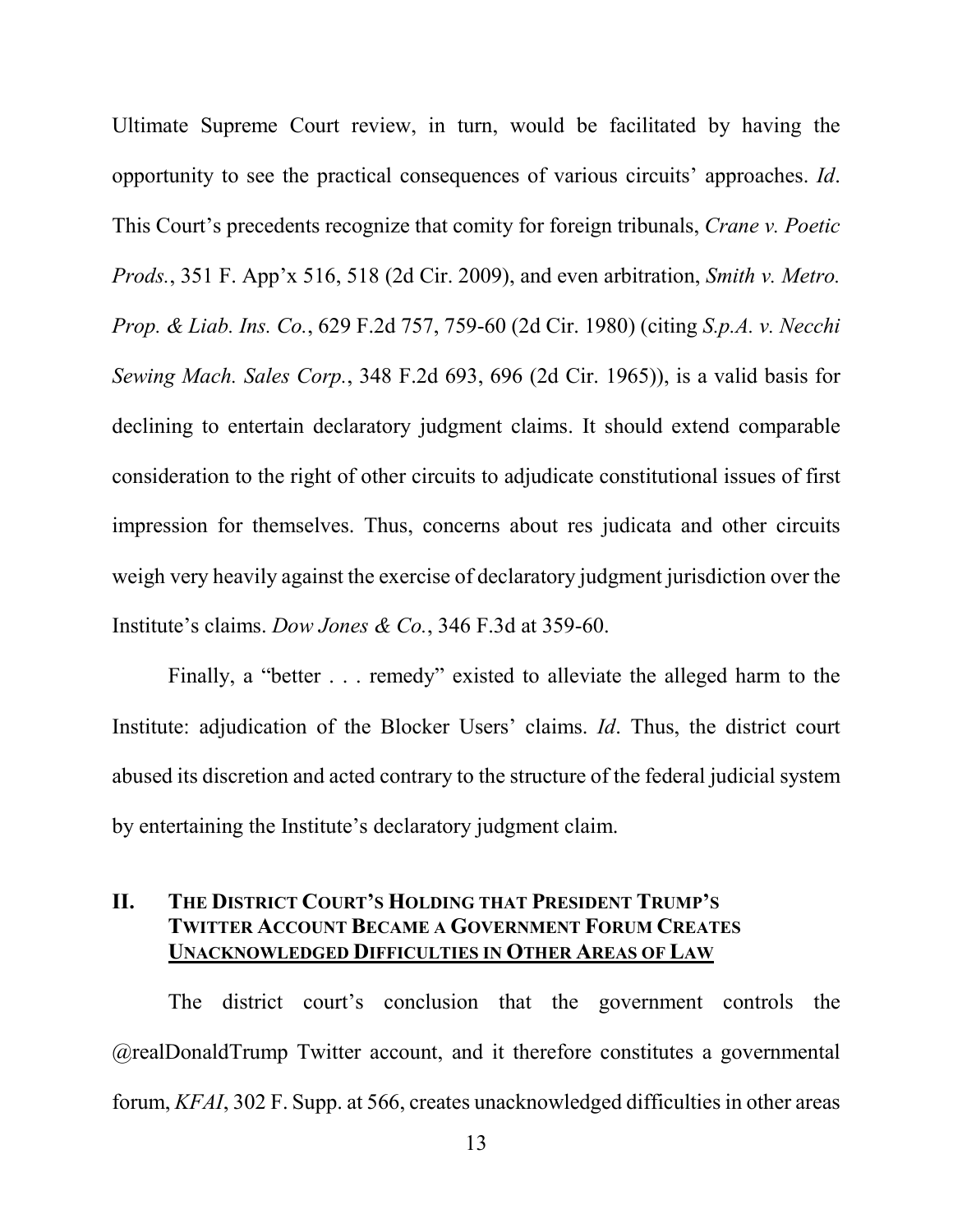Ultimate Supreme Court review, in turn, would be facilitated by having the opportunity to see the practical consequences of various circuits' approaches. *Id*. This Court's precedents recognize that comity for foreign tribunals, *Crane v. Poetic Prods.*, 351 F. App'x 516, 518 (2d Cir. 2009), and even arbitration, *Smith v. Metro. Prop. & Liab. Ins. Co.*, 629 F.2d 757, 759-60 (2d Cir. 1980) (citing *S.p.A. v. Necchi Sewing Mach. Sales Corp.*, 348 F.2d 693, 696 (2d Cir. 1965)), is a valid basis for declining to entertain declaratory judgment claims. It should extend comparable consideration to the right of other circuits to adjudicate constitutional issues of first impression for themselves. Thus, concerns about res judicata and other circuits weigh very heavily against the exercise of declaratory judgment jurisdiction over the Institute's claims. *Dow Jones & Co.*, 346 F.3d at 359-60.

Finally, a "better . . . remedy" existed to alleviate the alleged harm to the Institute: adjudication of the Blocker Users' claims. *Id*. Thus, the district court abused its discretion and acted contrary to the structure of the federal judicial system by entertaining the Institute's declaratory judgment claim.

## II. THE DISTRICT COURT'S HOLDING THAT PRESIDENT TRUMP'S TWITTER ACCOUNT BECAME A GOVERNMENT FORUM CREATES UNACKNOWLEDGED DIFFICULTIES IN OTHER AREAS OF LAW

The district court's conclusion that the government controls the @realDonaldTrump Twitter account, and it therefore constitutes a governmental forum, *KFAI*, 302 F. Supp. at 566, creates unacknowledged difficulties in other areas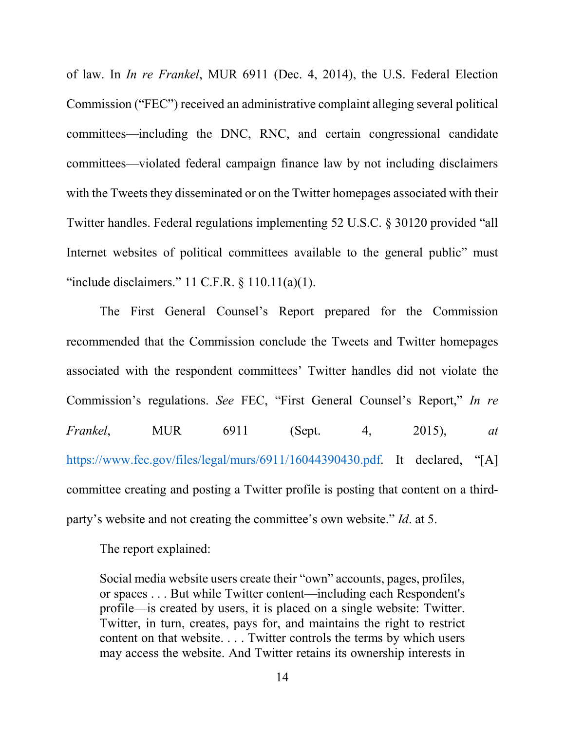of law. In *In re Frankel*, MUR 6911 (Dec. 4, 2014), the U.S. Federal Election Commission ("FEC") received an administrative complaint alleging several political committees—including the DNC, RNC, and certain congressional candidate committees—violated federal campaign finance law by not including disclaimers with the Tweets they disseminated or on the Twitter homepages associated with their Twitter handles. Federal regulations implementing 52 U.S.C. § 30120 provided "all Internet websites of political committees available to the general public" must "include disclaimers." 11 C.F.R. § 110.11(a)(1).

The First General Counsel's Report prepared for the Commission recommended that the Commission conclude the Tweets and Twitter homepages associated with the respondent committees' Twitter handles did not violate the Commission's regulations. *See* FEC, "First General Counsel's Report," *In re Frankel*, MUR 6911 (Sept. 4, 2015), *at* https://www.fec.gov/files/legal/murs/6911/16044390430.pdf. It declared, "[A] committee creating and posting a Twitter profile is posting that content on a third-party's website and not creating the committee's own website." *Id*. at 5.

The report explained:

> Social media website users create their "own" accounts, pages, profiles, or spaces . . . But while Twitter content—including each Respondent's profile—is created by users, it is placed on a single website: Twitter. Twitter, in turn, creates, pays for, and maintains the right to restrict content on that website. . . . Twitter controls the terms by which users may access the website. And Twitter retains its ownership interests in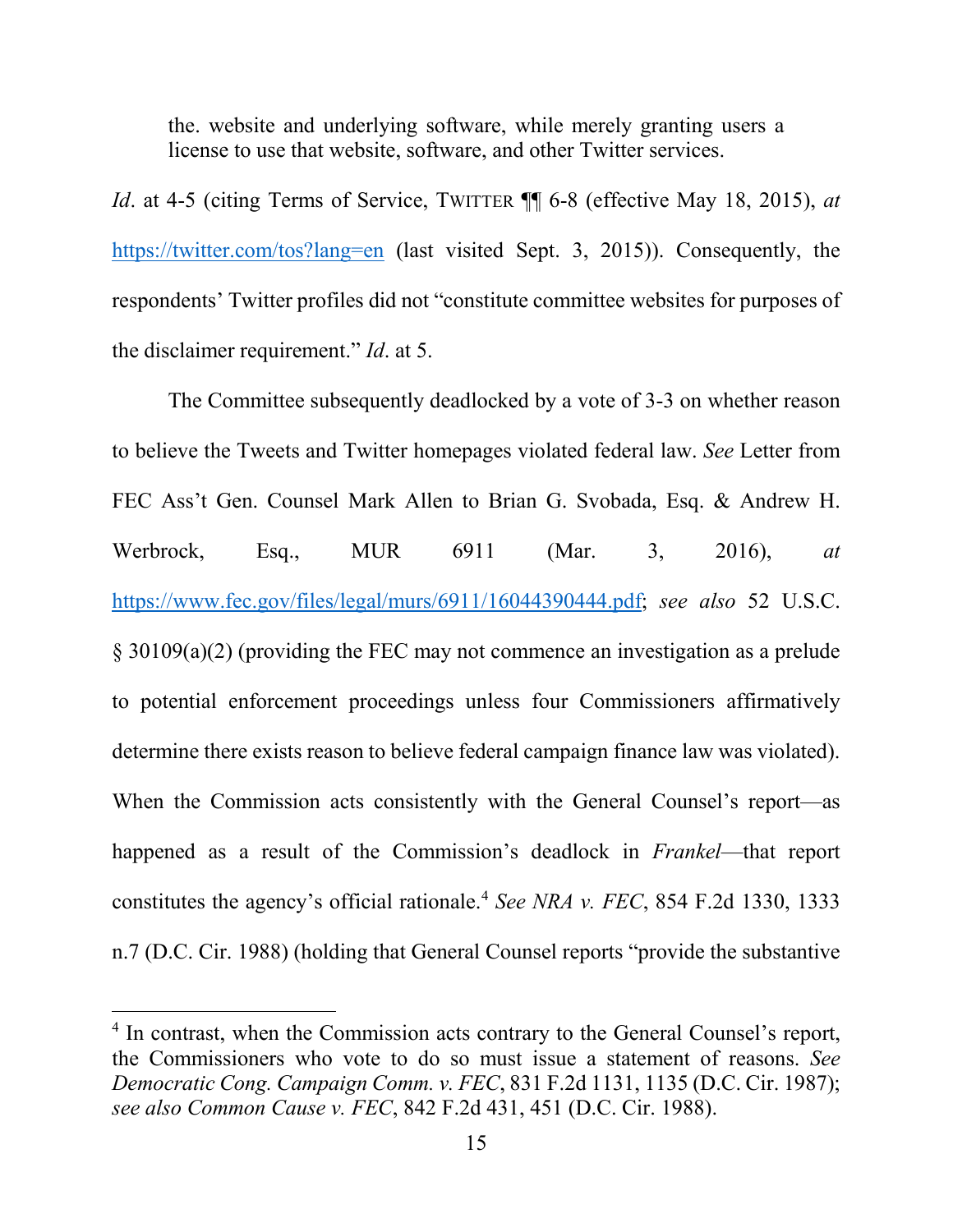> the. website and underlying software, while merely granting users a license to use that website, software, and other Twitter services.

*Id*. at 4-5 (citing Terms of Service, TWITTER ¶¶ 6-8 (effective May 18, 2015), *at* https://twitter.com/tos?lang=en (last visited Sept. 3, 2015)). Consequently, the respondents' Twitter profiles did not "constitute committee websites for purposes of the disclaimer requirement." *Id*. at 5.

The Committee subsequently deadlocked by a vote of 3-3 on whether reason to believe the Tweets and Twitter homepages violated federal law. *See* Letter from FEC Ass't Gen. Counsel Mark Allen to Brian G. Svobada, Esq. & Andrew H. Werbrock, Esq., MUR 6911 (Mar. 3, 2016), *at* https://www.fec.gov/files/legal/murs/6911/16044390444.pdf; *see also* 52 U.S.C. § 30109(a)(2) (providing the FEC may not commence an investigation as a prelude to potential enforcement proceedings unless four Commissioners affirmatively determine there exists reason to believe federal campaign finance law was violated). When the Commission acts consistently with the General Counsel's report—as happened as a result of the Commission's deadlock in *Frankel*—that report constitutes the agency's official rationale.[4] *See NRA v. FEC*, 854 F.2d 1330, 1333 n.7 (D.C. Cir. 1988) (holding that General Counsel reports "provide the substantive

[4] In contrast, when the Commission acts contrary to the General Counsel's report, the Commissioners who vote to do so must issue a statement of reasons. *See Democratic Cong. Campaign Comm. v. FEC*, 831 F.2d 1131, 1135 (D.C. Cir. 1987); *see also Common Cause v. FEC*, 842 F.2d 431, 451 (D.C. Cir. 1988).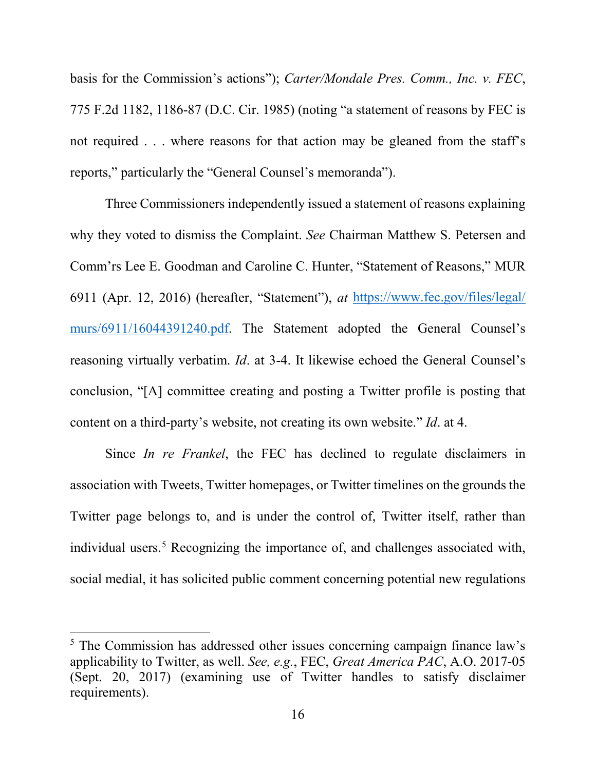basis for the Commission's actions"); *Carter/Mondale Pres. Comm., Inc. v. FEC*, 775 F.2d 1182, 1186-87 (D.C. Cir. 1985) (noting "a statement of reasons by FEC is not required . . . where reasons for that action may be gleaned from the staff's reports," particularly the "General Counsel's memoranda").

Three Commissioners independently issued a statement of reasons explaining why they voted to dismiss the Complaint. *See* Chairman Matthew S. Petersen and Comm'rs Lee E. Goodman and Caroline C. Hunter, "Statement of Reasons," MUR 6911 (Apr. 12, 2016) (hereafter, "Statement"), *at* https://www.fec.gov/files/legal/murs/6911/16044391240.pdf. The Statement adopted the General Counsel's reasoning virtually verbatim. *Id*. at 3-4. It likewise echoed the General Counsel's conclusion, "[A] committee creating and posting a Twitter profile is posting that content on a third-party's website, not creating its own website." *Id*. at 4.

Since *In re Frankel*, the FEC has declined to regulate disclaimers in association with Tweets, Twitter homepages, or Twitter timelines on the grounds the Twitter page belongs to, and is under the control of, Twitter itself, rather than individual users.[5] Recognizing the importance of, and challenges associated with, social medial, it has solicited public comment concerning potential new regulations

[5] The Commission has addressed other issues concerning campaign finance law's applicability to Twitter, as well. *See, e.g.*, FEC, *Great America PAC*, A.O. 2017-05 (Sept. 20, 2017) (examining use of Twitter handles to satisfy disclaimer requirements).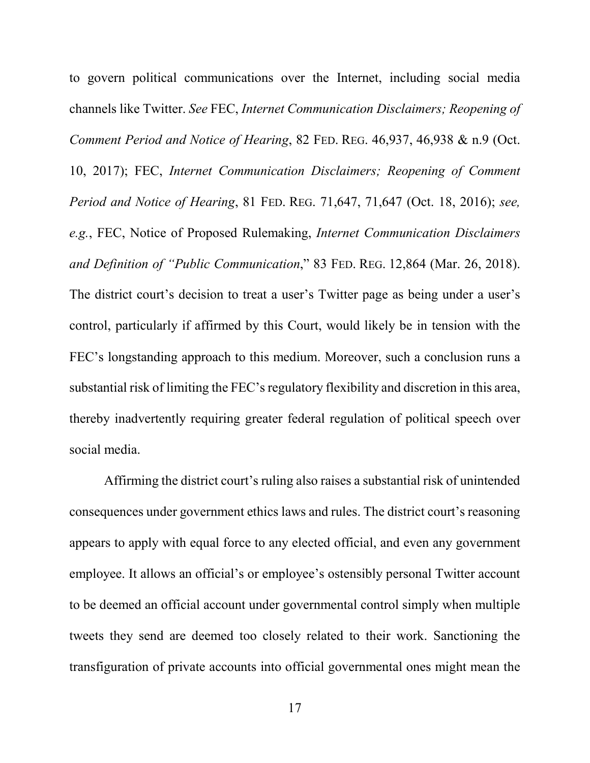to govern political communications over the Internet, including social media channels like Twitter. *See* FEC, *Internet Communication Disclaimers; Reopening of Comment Period and Notice of Hearing*, 82 FED. REG. 46,937, 46,938 & n.9 (Oct. 10, 2017); FEC, *Internet Communication Disclaimers; Reopening of Comment Period and Notice of Hearing*, 81 FED. REG. 71,647, 71,647 (Oct. 18, 2016); *see, e.g.*, FEC, Notice of Proposed Rulemaking, *Internet Communication Disclaimers and Definition of "Public Communication*," 83 FED. REG. 12,864 (Mar. 26, 2018). The district court's decision to treat a user's Twitter page as being under a user's control, particularly if affirmed by this Court, would likely be in tension with the FEC's longstanding approach to this medium. Moreover, such a conclusion runs a substantial risk of limiting the FEC's regulatory flexibility and discretion in this area, thereby inadvertently requiring greater federal regulation of political speech over social media.

Affirming the district court's ruling also raises a substantial risk of unintended consequences under government ethics laws and rules. The district court's reasoning appears to apply with equal force to any elected official, and even any government employee. It allows an official's or employee's ostensibly personal Twitter account to be deemed an official account under governmental control simply when multiple tweets they send are deemed too closely related to their work. Sanctioning the transfiguration of private accounts into official governmental ones might mean the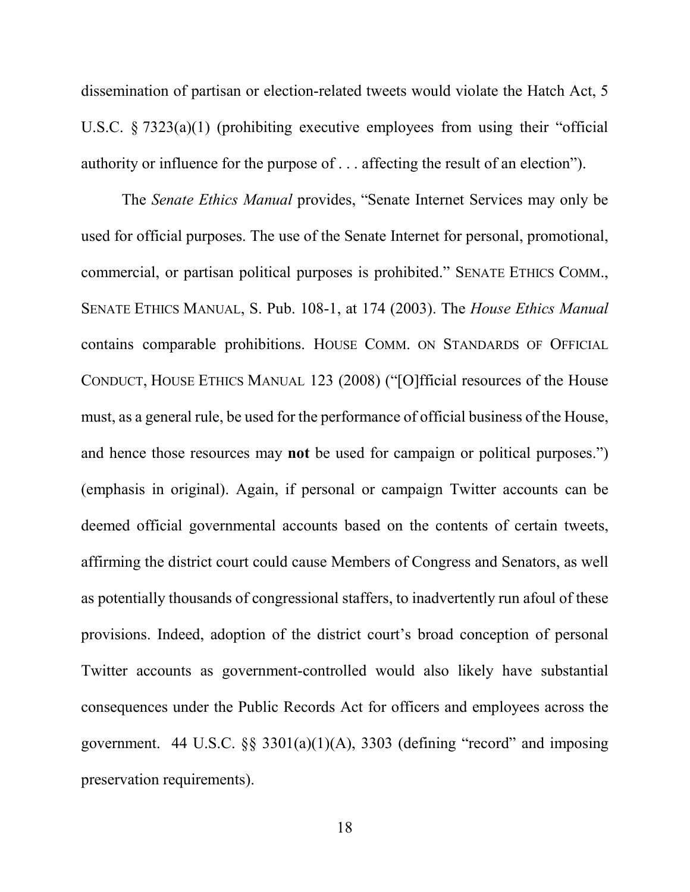dissemination of partisan or election-related tweets would violate the Hatch Act, 5 U.S.C. § 7323(a)(1) (prohibiting executive employees from using their "official authority or influence for the purpose of . . . affecting the result of an election").

The *Senate Ethics Manual* provides, "Senate Internet Services may only be used for official purposes. The use of the Senate Internet for personal, promotional, commercial, or partisan political purposes is prohibited." SENATE ETHICS COMM., SENATE ETHICS MANUAL, S. Pub. 108-1, at 174 (2003). The *House Ethics Manual* contains comparable prohibitions. HOUSE COMM. ON STANDARDS OF OFFICIAL CONDUCT, HOUSE ETHICS MANUAL 123 (2008) ("[O]fficial resources of the House must, as a general rule, be used for the performance of official business of the House, and hence those resources may **not** be used for campaign or political purposes.") (emphasis in original). Again, if personal or campaign Twitter accounts can be deemed official governmental accounts based on the contents of certain tweets, affirming the district court could cause Members of Congress and Senators, as well as potentially thousands of congressional staffers, to inadvertently run afoul of these provisions. Indeed, adoption of the district court's broad conception of personal Twitter accounts as government-controlled would also likely have substantial consequences under the Public Records Act for officers and employees across the government. 44 U.S.C. §§ 3301(a)(1)(A), 3303 (defining "record" and imposing preservation requirements).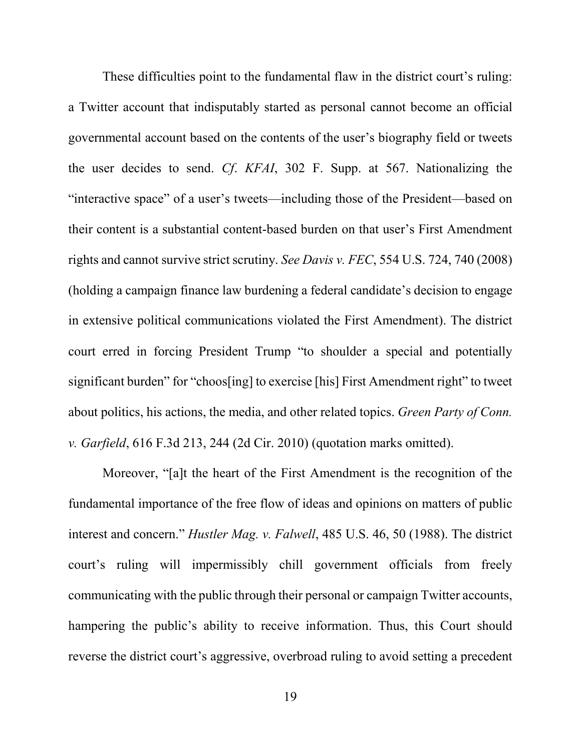These difficulties point to the fundamental flaw in the district court's ruling: a Twitter account that indisputably started as personal cannot become an official governmental account based on the contents of the user's biography field or tweets the user decides to send. *Cf. KFAI*, 302 F. Supp. at 567. Nationalizing the "interactive space" of a user's tweets—including those of the President—based on their content is a substantial content-based burden on that user's First Amendment rights and cannot survive strict scrutiny. *See Davis v. FEC*, 554 U.S. 724, 740 (2008) (holding a campaign finance law burdening a federal candidate's decision to engage in extensive political communications violated the First Amendment). The district court erred in forcing President Trump "to shoulder a special and potentially significant burden" for "choos[ing] to exercise [his] First Amendment right" to tweet about politics, his actions, the media, and other related topics. *Green Party of Conn. v. Garfield*, 616 F.3d 213, 244 (2d Cir. 2010) (quotation marks omitted).

Moreover, "[a]t the heart of the First Amendment is the recognition of the fundamental importance of the free flow of ideas and opinions on matters of public interest and concern." *Hustler Mag. v. Falwell*, 485 U.S. 46, 50 (1988). The district court's ruling will impermissibly chill government officials from freely communicating with the public through their personal or campaign Twitter accounts, hampering the public's ability to receive information. Thus, this Court should reverse the district court's aggressive, overbroad ruling to avoid setting a precedent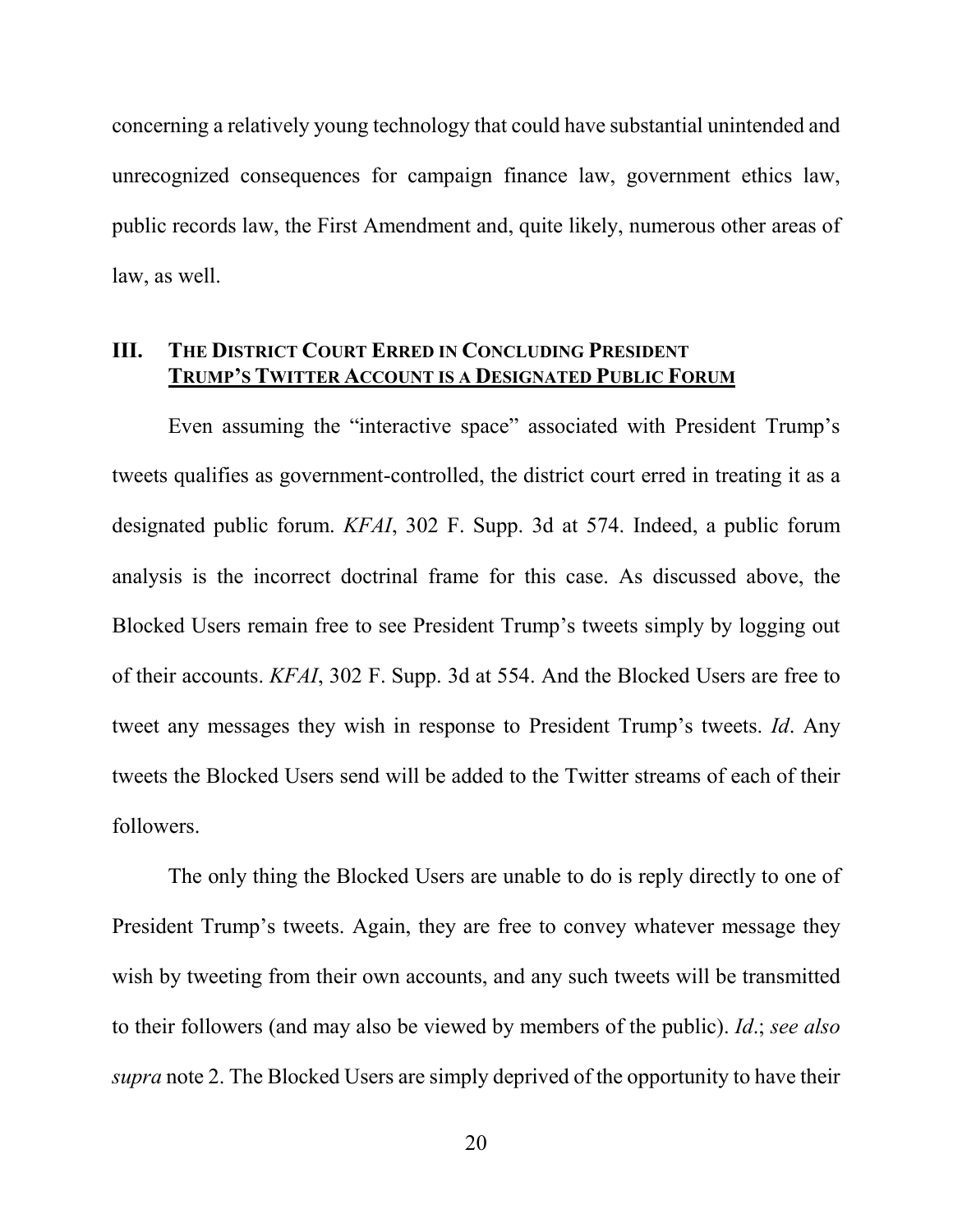concerning a relatively young technology that could have substantial unintended and unrecognized consequences for campaign finance law, government ethics law, public records law, the First Amendment and, quite likely, numerous other areas of law, as well.

## III. THE DISTRICT COURT ERRED IN CONCLUDING PRESIDENT TRUMP'S TWITTER ACCOUNT IS A DESIGNATED PUBLIC FORUM

Even assuming the "interactive space" associated with President Trump's tweets qualifies as government-controlled, the district court erred in treating it as a designated public forum. *KFAI*, 302 F. Supp. 3d at 574. Indeed, a public forum analysis is the incorrect doctrinal frame for this case. As discussed above, the Blocked Users remain free to see President Trump's tweets simply by logging out of their accounts. *KFAI*, 302 F. Supp. 3d at 554. And the Blocked Users are free to tweet any messages they wish in response to President Trump's tweets. *Id*. Any tweets the Blocked Users send will be added to the Twitter streams of each of their followers.

The only thing the Blocked Users are unable to do is reply directly to one of President Trump's tweets. Again, they are free to convey whatever message they wish by tweeting from their own accounts, and any such tweets will be transmitted to their followers (and may also be viewed by members of the public). *Id*.; *see also supra* note 2. The Blocked Users are simply deprived of the opportunity to have their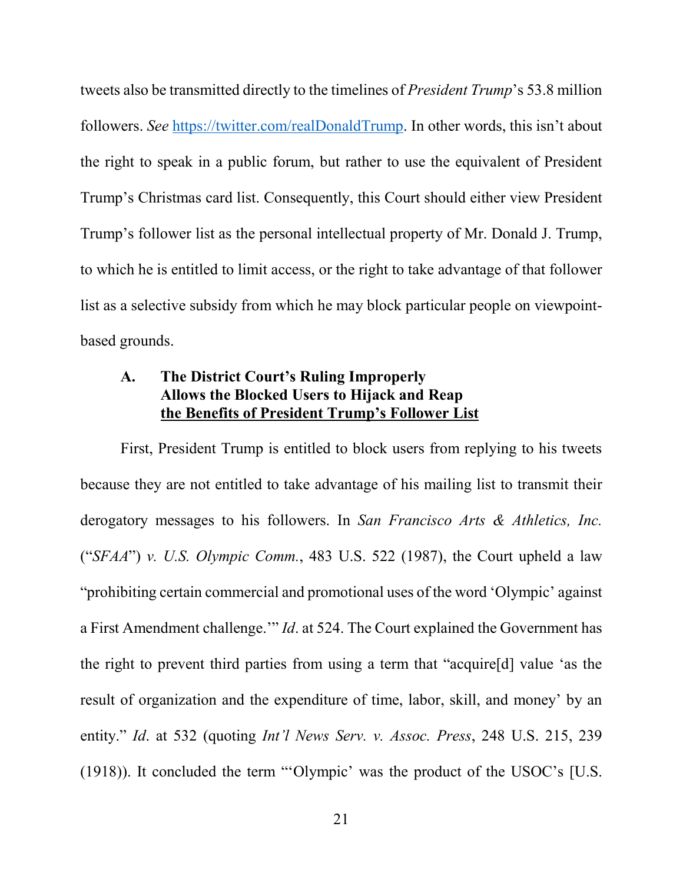tweets also be transmitted directly to the timelines of *President Trump*'s 53.8 million followers. *See* https://twitter.com/realDonaldTrump. In other words, this isn't about the right to speak in a public forum, but rather to use the equivalent of President Trump's Christmas card list. Consequently, this Court should either view President Trump's follower list as the personal intellectual property of Mr. Donald J. Trump, to which he is entitled to limit access, or the right to take advantage of that follower list as a selective subsidy from which he may block particular people on viewpoint-based grounds.

### A. The District Court's Ruling Improperly Allows the Blocked Users to Hijack and Reap the Benefits of President Trump's Follower List

First, President Trump is entitled to block users from replying to his tweets because they are not entitled to take advantage of his mailing list to transmit their derogatory messages to his followers. In *San Francisco Arts & Athletics, Inc.* ("*SFAA*") *v. U.S. Olympic Comm.*, 483 U.S. 522 (1987), the Court upheld a law "prohibiting certain commercial and promotional uses of the word 'Olympic' against a First Amendment challenge.'" *Id*. at 524. The Court explained the Government has the right to prevent third parties from using a term that "acquire[d] value 'as the result of organization and the expenditure of time, labor, skill, and money' by an entity." *Id*. at 532 (quoting *Int'l News Serv. v. Assoc. Press*, 248 U.S. 215, 239 (1918)). It concluded the term "'Olympic' was the product of the USOC's [U.S.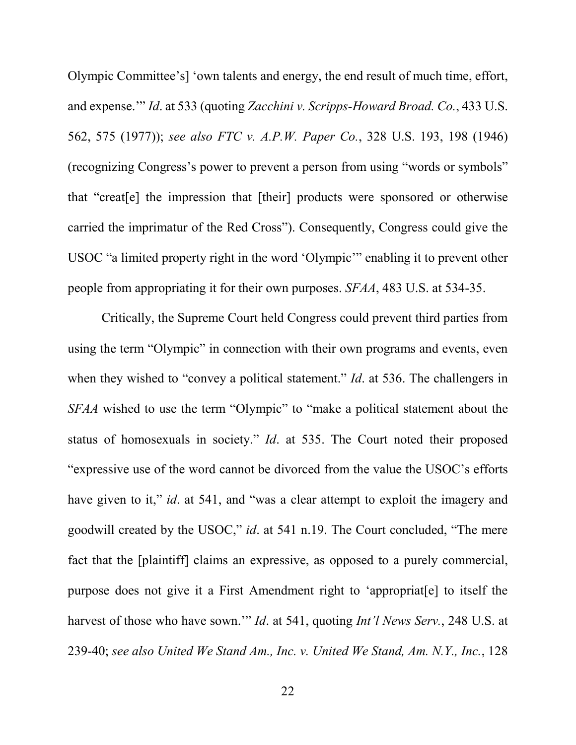Olympic Committee's] 'own talents and energy, the end result of much time, effort, and expense.'" *Id*. at 533 (quoting *Zacchini v. Scripps-Howard Broad. Co.*, 433 U.S. 562, 575 (1977)); *see also FTC v. A.P.W. Paper Co.*, 328 U.S. 193, 198 (1946) (recognizing Congress's power to prevent a person from using "words or symbols" that "creat[e] the impression that [their] products were sponsored or otherwise carried the imprimatur of the Red Cross"). Consequently, Congress could give the USOC "a limited property right in the word 'Olympic'" enabling it to prevent other people from appropriating it for their own purposes. *SFAA*, 483 U.S. at 534-35.

Critically, the Supreme Court held Congress could prevent third parties from using the term "Olympic" in connection with their own programs and events, even when they wished to "convey a political statement." *Id*. at 536. The challengers in *SFAA* wished to use the term "Olympic" to "make a political statement about the status of homosexuals in society." *Id*. at 535. The Court noted their proposed "expressive use of the word cannot be divorced from the value the USOC's efforts have given to it," *id*. at 541, and "was a clear attempt to exploit the imagery and goodwill created by the USOC," *id*. at 541 n.19. The Court concluded, "The mere fact that the [plaintiff] claims an expressive, as opposed to a purely commercial, purpose does not give it a First Amendment right to 'appropriat[e] to itself the harvest of those who have sown.'" *Id*. at 541, quoting *Int'l News Serv.*, 248 U.S. at 239-40; *see also United We Stand Am., Inc. v. United We Stand, Am. N.Y., Inc.*, 128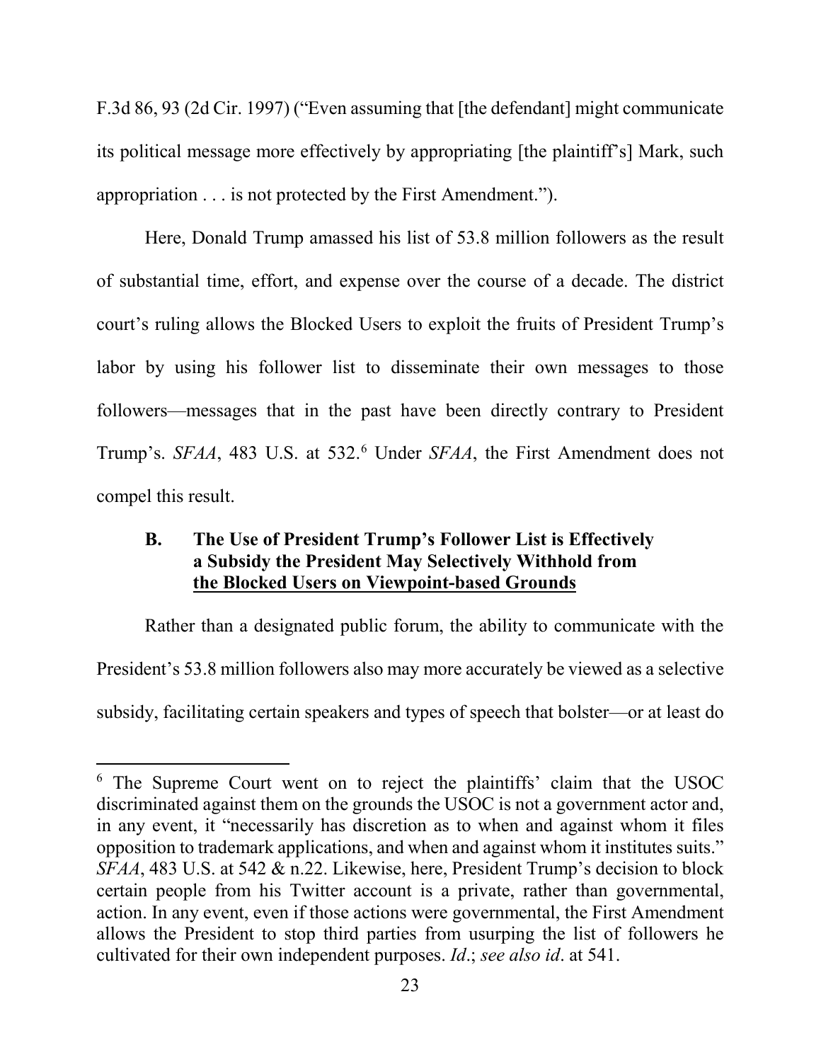F.3d 86, 93 (2d Cir. 1997) ("Even assuming that [the defendant] might communicate its political message more effectively by appropriating [the plaintiff's] Mark, such appropriation . . . is not protected by the First Amendment.").

Here, Donald Trump amassed his list of 53.8 million followers as the result of substantial time, effort, and expense over the course of a decade. The district court's ruling allows the Blocked Users to exploit the fruits of President Trump's labor by using his follower list to disseminate their own messages to those followers—messages that in the past have been directly contrary to President Trump's. *SFAA*, 483 U.S. at 532.[6] Under *SFAA*, the First Amendment does not compel this result.

### B. The Use of President Trump's Follower List is Effectively a Subsidy the President May Selectively Withhold from the Blocked Users on Viewpoint-based Grounds

Rather than a designated public forum, the ability to communicate with the President's 53.8 million followers also may more accurately be viewed as a selective subsidy, facilitating certain speakers and types of speech that bolster—or at least do

---

[6] The Supreme Court went on to reject the plaintiffs' claim that the USOC discriminated against them on the grounds the USOC is not a government actor and, in any event, it "necessarily has discretion as to when and against whom it files opposition to trademark applications, and when and against whom it institutes suits." *SFAA*, 483 U.S. at 542 & n.22. Likewise, here, President Trump's decision to block certain people from his Twitter account is a private, rather than governmental, action. In any event, even if those actions were governmental, the First Amendment allows the President to stop third parties from usurping the list of followers he cultivated for their own independent purposes. *Id*.; *see also id*. at 541.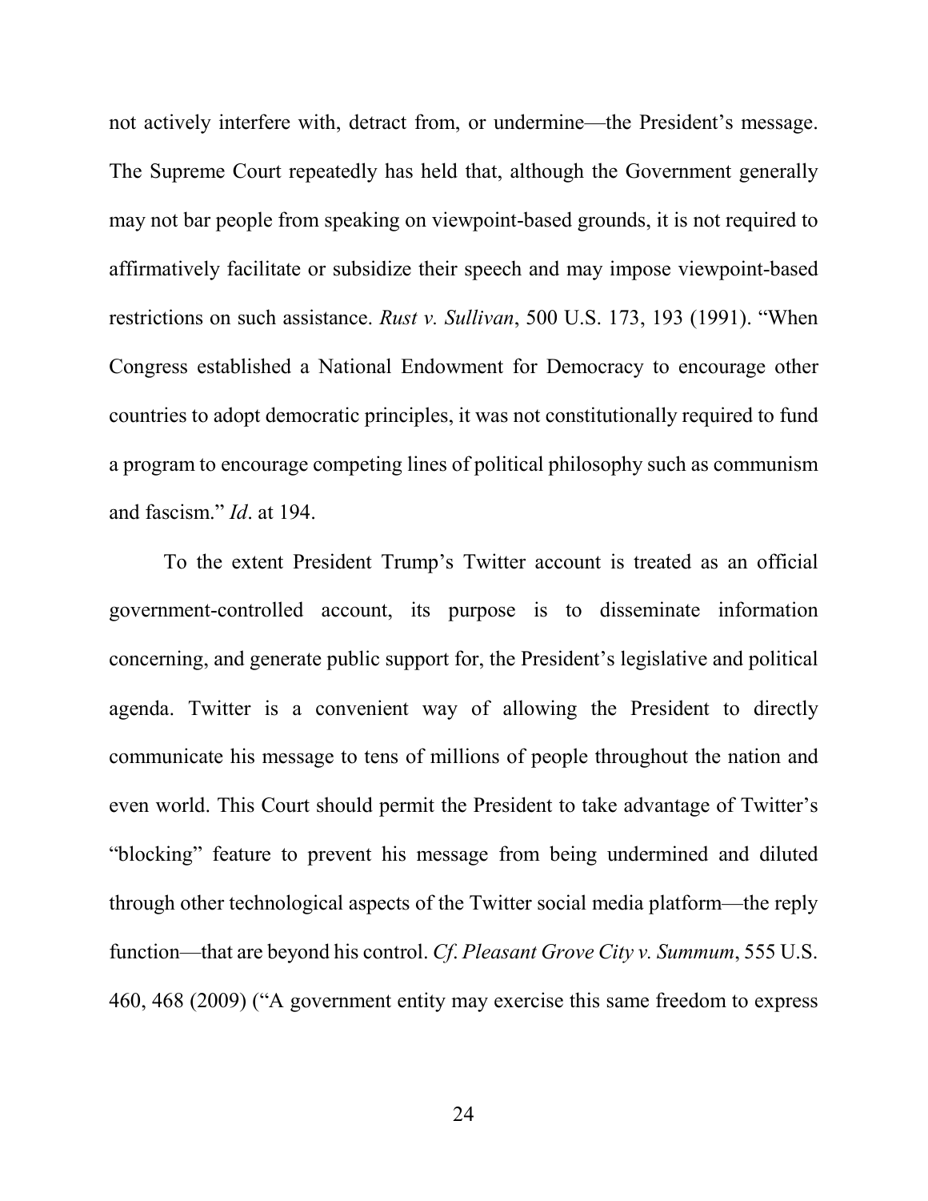not actively interfere with, detract from, or undermine—the President's message. The Supreme Court repeatedly has held that, although the Government generally may not bar people from speaking on viewpoint-based grounds, it is not required to affirmatively facilitate or subsidize their speech and may impose viewpoint-based restrictions on such assistance. *Rust v. Sullivan*, 500 U.S. 173, 193 (1991). "When Congress established a National Endowment for Democracy to encourage other countries to adopt democratic principles, it was not constitutionally required to fund a program to encourage competing lines of political philosophy such as communism and fascism." *Id*. at 194.

To the extent President Trump's Twitter account is treated as an official government-controlled account, its purpose is to disseminate information concerning, and generate public support for, the President's legislative and political agenda. Twitter is a convenient way of allowing the President to directly communicate his message to tens of millions of people throughout the nation and even world. This Court should permit the President to take advantage of Twitter's "blocking" feature to prevent his message from being undermined and diluted through other technological aspects of the Twitter social media platform—the reply function—that are beyond his control. *Cf*. *Pleasant Grove City v. Summum*, 555 U.S. 460, 468 (2009) ("A government entity may exercise this same freedom to express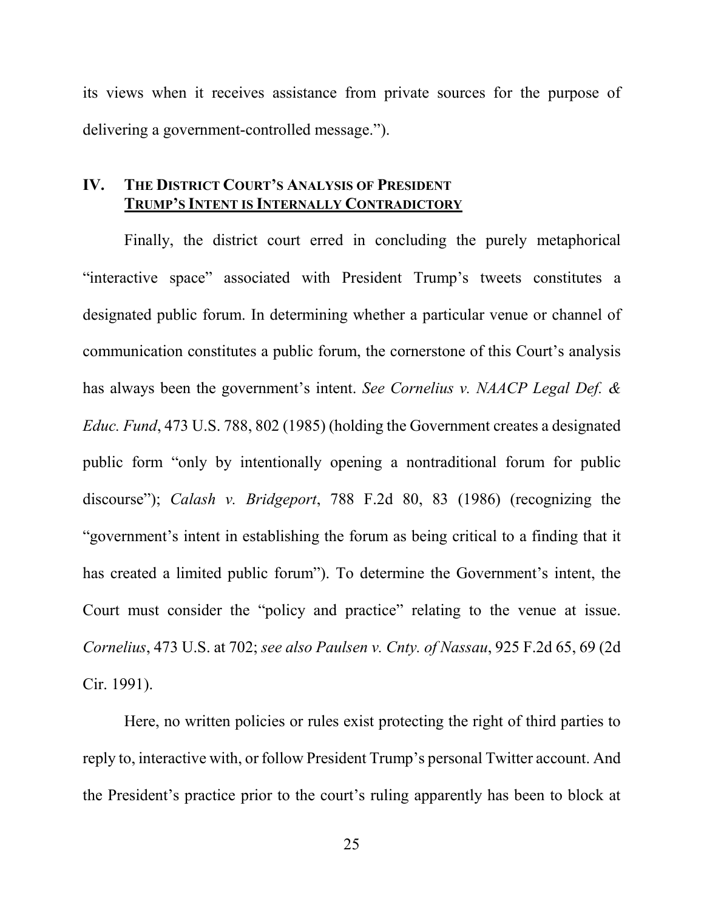its views when it receives assistance from private sources for the purpose of delivering a government-controlled message.").

## IV. THE DISTRICT COURT'S ANALYSIS OF PRESIDENT TRUMP'S INTENT IS INTERNALLY CONTRADICTORY

Finally, the district court erred in concluding the purely metaphorical "interactive space" associated with President Trump's tweets constitutes a designated public forum. In determining whether a particular venue or channel of communication constitutes a public forum, the cornerstone of this Court's analysis has always been the government's intent. *See Cornelius v. NAACP Legal Def. & Educ. Fund*, 473 U.S. 788, 802 (1985) (holding the Government creates a designated public form "only by intentionally opening a nontraditional forum for public discourse"); *Calash v. Bridgeport*, 788 F.2d 80, 83 (1986) (recognizing the "government's intent in establishing the forum as being critical to a finding that it has created a limited public forum"). To determine the Government's intent, the Court must consider the "policy and practice" relating to the venue at issue. *Cornelius*, 473 U.S. at 702; *see also Paulsen v. Cnty. of Nassau*, 925 F.2d 65, 69 (2d Cir. 1991).

Here, no written policies or rules exist protecting the right of third parties to reply to, interactive with, or follow President Trump's personal Twitter account. And the President's practice prior to the court's ruling apparently has been to block at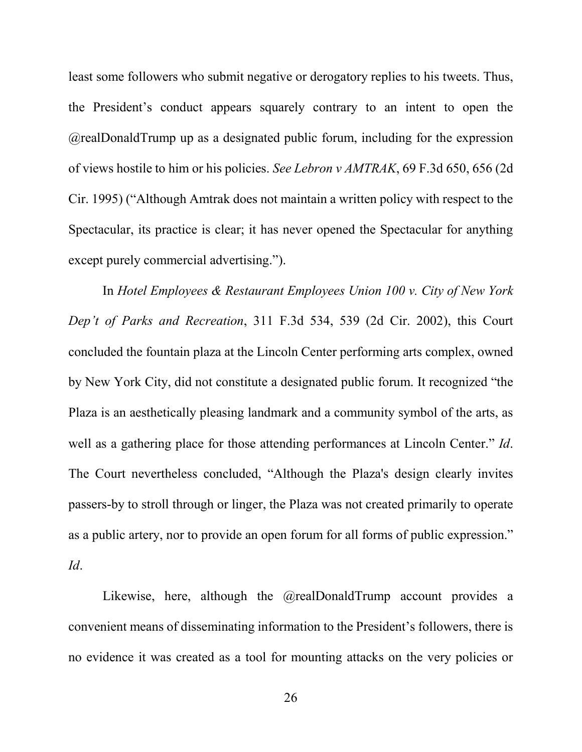least some followers who submit negative or derogatory replies to his tweets. Thus, the President's conduct appears squarely contrary to an intent to open the @realDonaldTrump up as a designated public forum, including for the expression of views hostile to him or his policies. *See Lebron v AMTRAK*, 69 F.3d 650, 656 (2d Cir. 1995) ("Although Amtrak does not maintain a written policy with respect to the Spectacular, its practice is clear; it has never opened the Spectacular for anything except purely commercial advertising.").

In *Hotel Employees & Restaurant Employees Union 100 v. City of New York Dep't of Parks and Recreation*, 311 F.3d 534, 539 (2d Cir. 2002), this Court concluded the fountain plaza at the Lincoln Center performing arts complex, owned by New York City, did not constitute a designated public forum. It recognized "the Plaza is an aesthetically pleasing landmark and a community symbol of the arts, as well as a gathering place for those attending performances at Lincoln Center." *Id*. The Court nevertheless concluded, "Although the Plaza's design clearly invites passers-by to stroll through or linger, the Plaza was not created primarily to operate as a public artery, nor to provide an open forum for all forms of public expression." *Id*.

Likewise, here, although the @realDonaldTrump account provides a convenient means of disseminating information to the President's followers, there is no evidence it was created as a tool for mounting attacks on the very policies or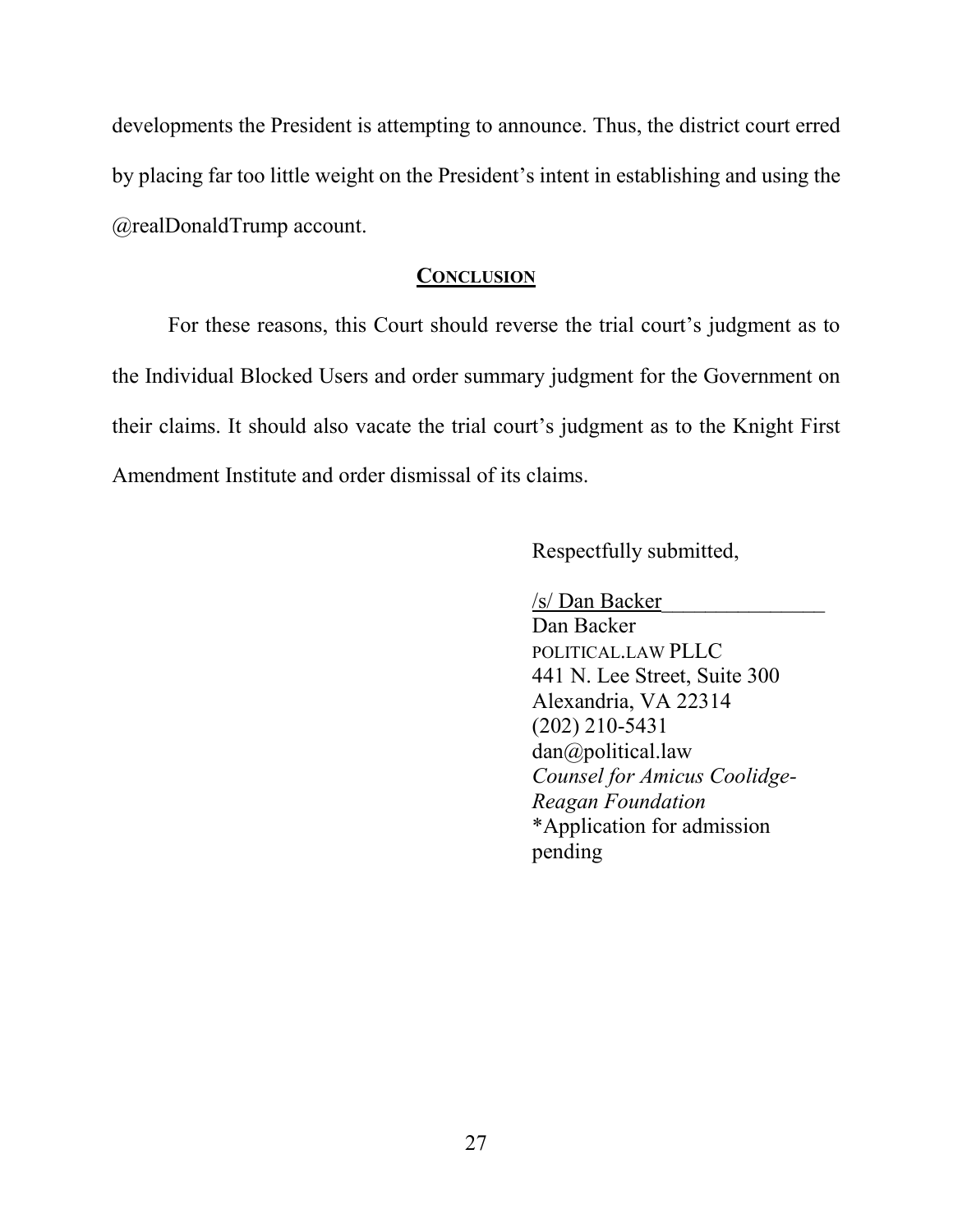developments the President is attempting to announce. Thus, the district court erred by placing far too little weight on the President's intent in establishing and using the @realDonaldTrump account.

## CONCLUSION

For these reasons, this Court should reverse the trial court's judgment as to the Individual Blocked Users and order summary judgment for the Government on their claims. It should also vacate the trial court's judgment as to the Knight First Amendment Institute and order dismissal of its claims.

Respectfully submitted,

/s/ Dan Backer
Dan Backer
POLITICAL.LAW PLLC
441 N. Lee Street, Suite 300
Alexandria, VA 22314
(202) 210-5431
dan@political.law
*Counsel for Amicus Coolidge-Reagan Foundation*
*Application for admission pending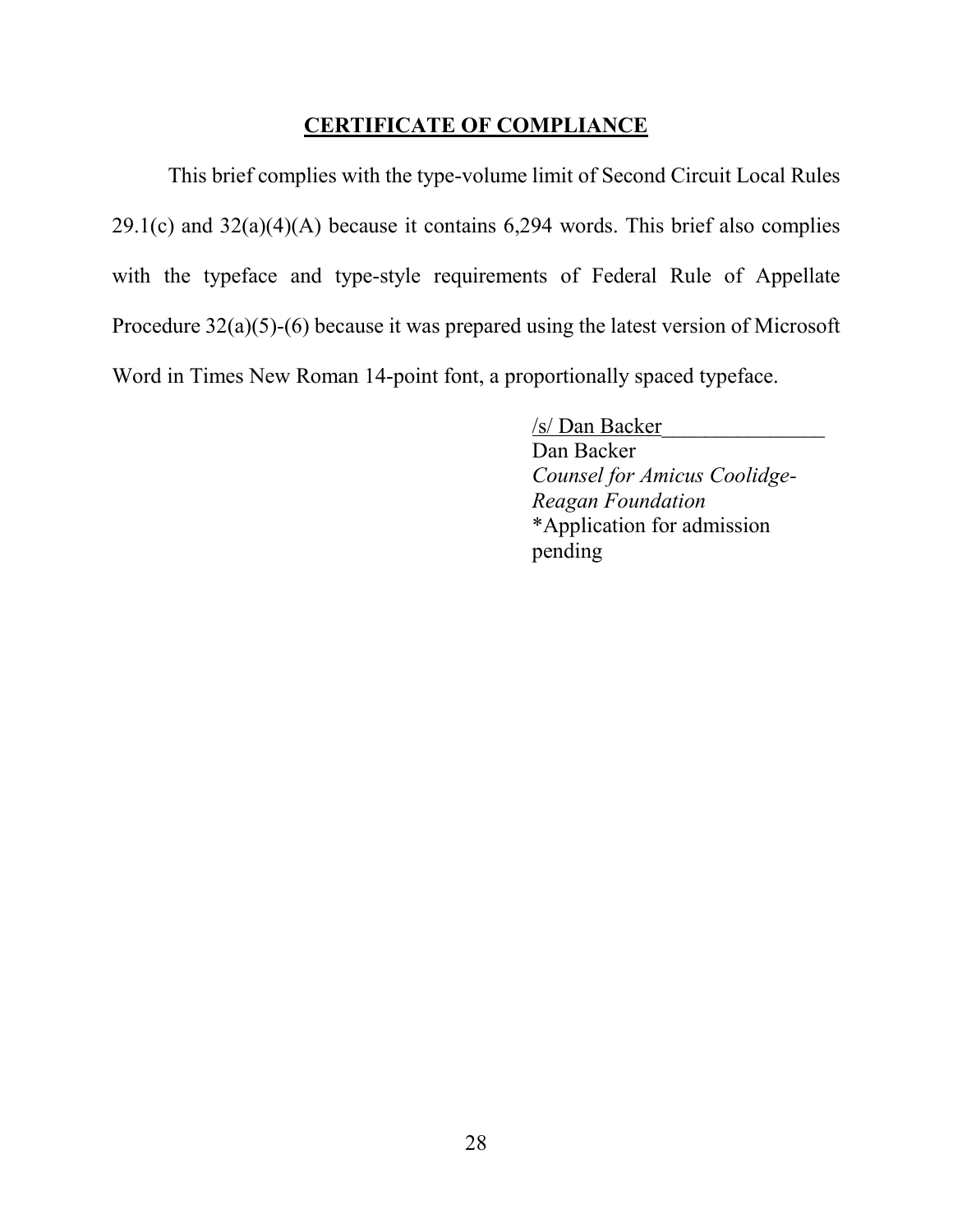## CERTIFICATE OF COMPLIANCE

This brief complies with the type-volume limit of Second Circuit Local Rules 29.1(c) and 32(a)(4)(A) because it contains 6,294 words. This brief also complies with the typeface and type-style requirements of Federal Rule of Appellate Procedure 32(a)(5)-(6) because it was prepared using the latest version of Microsoft Word in Times New Roman 14-point font, a proportionally spaced typeface.

/s/ Dan Backer_______________
Dan Backer
*Counsel for Amicus Coolidge-Reagan Foundation*
*Application for admission pending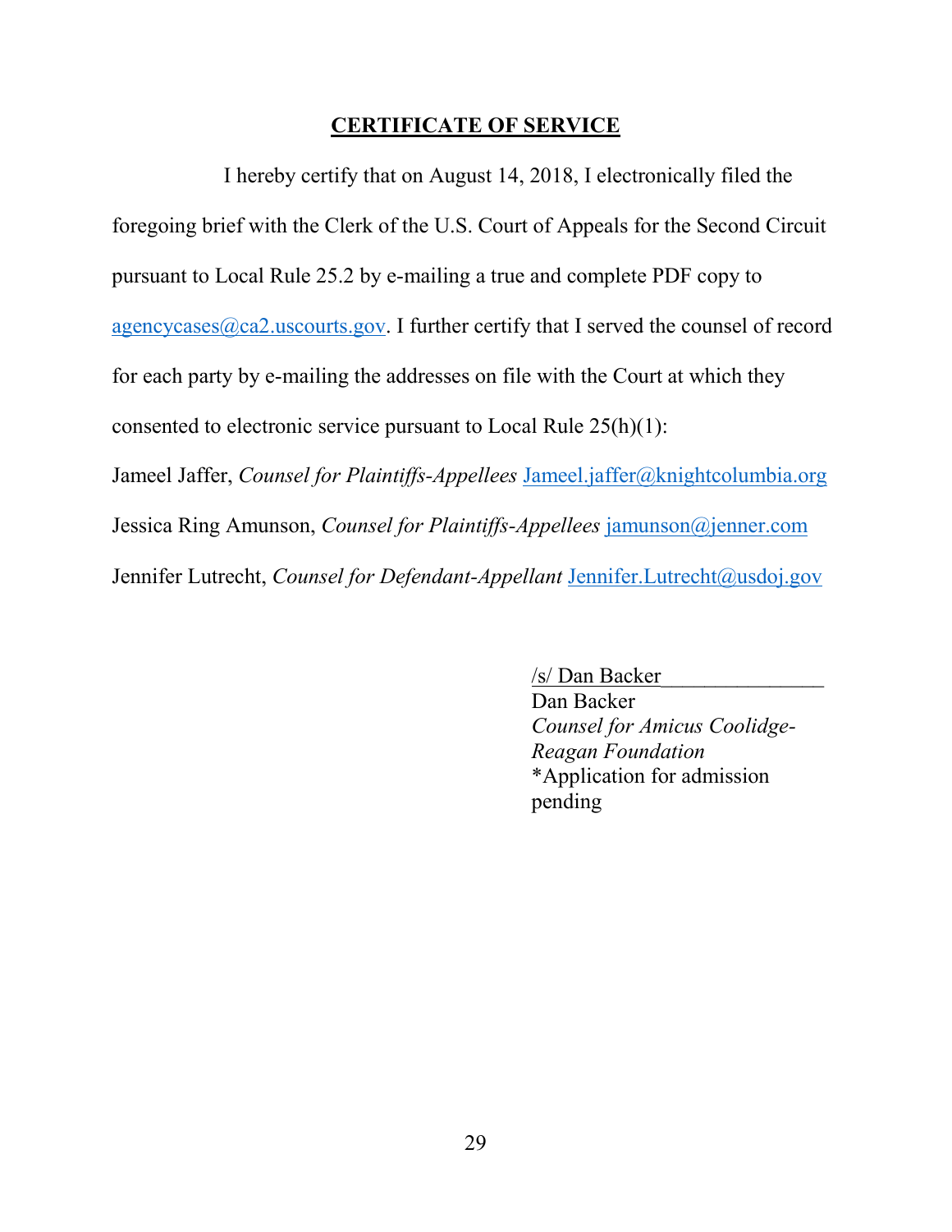## CERTIFICATE OF SERVICE

I hereby certify that on August 14, 2018, I electronically filed the foregoing brief with the Clerk of the U.S. Court of Appeals for the Second Circuit pursuant to Local Rule 25.2 by e-mailing a true and complete PDF copy to agencycases@ca2.uscourts.gov. I further certify that I served the counsel of record for each party by e-mailing the addresses on file with the Court at which they consented to electronic service pursuant to Local Rule 25(h)(1):

Jameel Jaffer, *Counsel for Plaintiffs-Appellees* Jameel.jaffer@knightcolumbia.org

Jessica Ring Amunson, *Counsel for Plaintiffs-Appellees* jamunson@jenner.com

Jennifer Lutrecht, *Counsel for Defendant-Appellant* Jennifer.Lutrecht@usdoj.gov

/s/ Dan Backer_______________
Dan Backer
*Counsel for Amicus Coolidge-Reagan Foundation*
*Application for admission pending